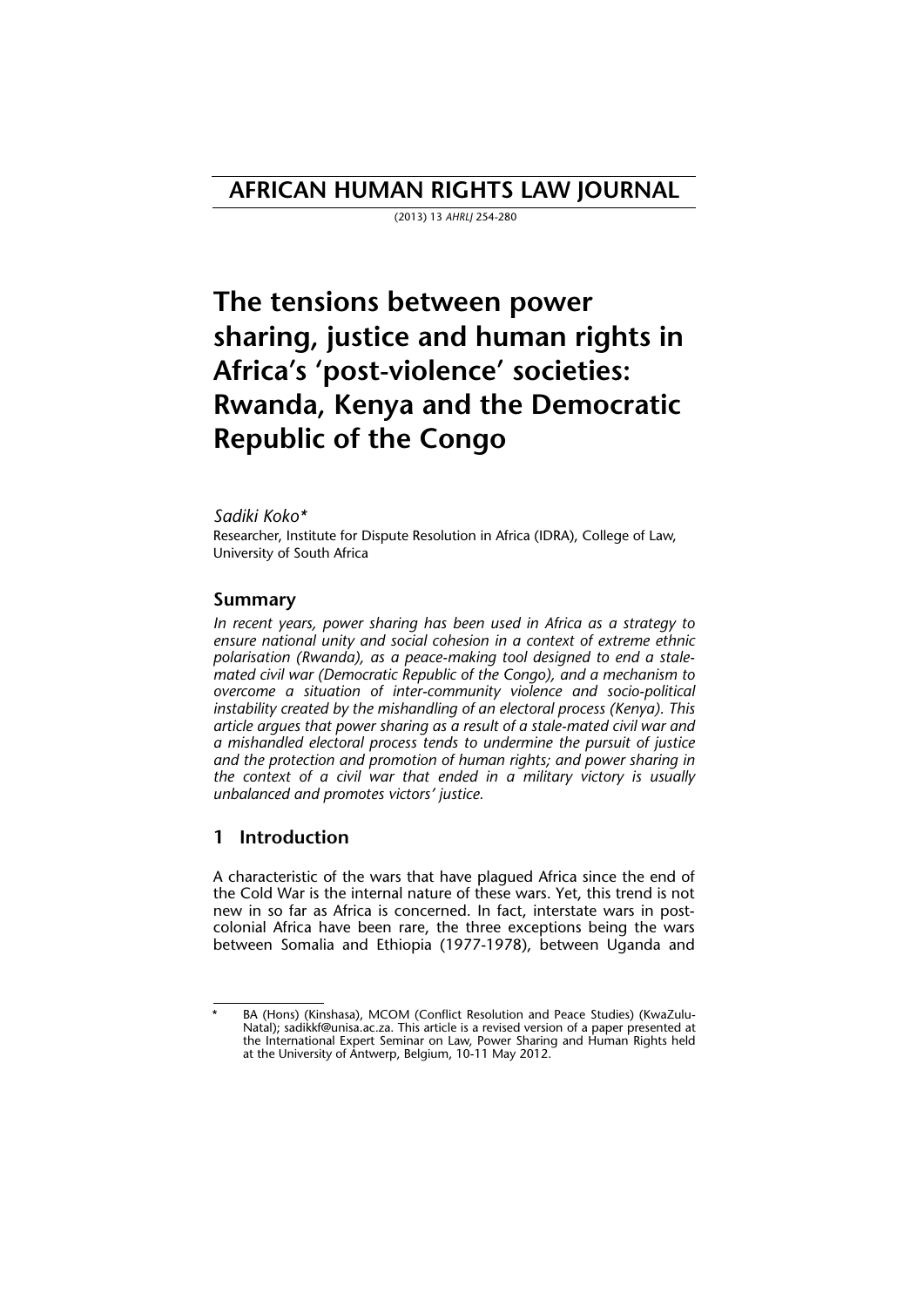# AFRICAN HUMAN RIGHTS LAW JOURNAL

(2013) 13 *AHRLJ* 254-280

# The tensions between power sharing, justice and human rights in Africa's 'post-violence' societies: Rwanda, Kenya and the Democratic Republic of the Congo

*Sadiki Koko**

Researcher, Institute for Dispute Resolution in Africa (IDRA), College of Law, University of South Africa

## Summary

*In recent years, power sharing has been used in Africa as a strategy to ensure national unity and social cohesion in a context of extreme ethnic polarisation (Rwanda), as a peace-making tool designed to end a stale-mated civil war (Democratic Republic of the Congo), and a mechanism to overcome a situation of inter-community violence and socio-political instability created by the mishandling of an electoral process (Kenya). This article argues that power sharing as a result of a stale-mated civil war and a mishandled electoral process tends to undermine the pursuit of justice and the protection and promotion of human rights; and power sharing in the context of a civil war that ended in a military victory is usually unbalanced and promotes victors' justice.*

## 1 Introduction

A characteristic of the wars that have plagued Africa since the end of the Cold War is the internal nature of these wars. Yet, this trend is not new in so far as Africa is concerned. In fact, interstate wars in post-colonial Africa have been rare, the three exceptions being the wars between Somalia and Ethiopia (1977-1978), between Uganda and

---

\* BA (Hons) (Kinshasa), MCOM (Conflict Resolution and Peace Studies) (KwaZulu-Natal); sadikkf@unisa.ac.za. This article is a revised version of a paper presented at the International Expert Seminar on Law, Power Sharing and Human Rights held at the University of Antwerp, Belgium, 10-11 May 2012.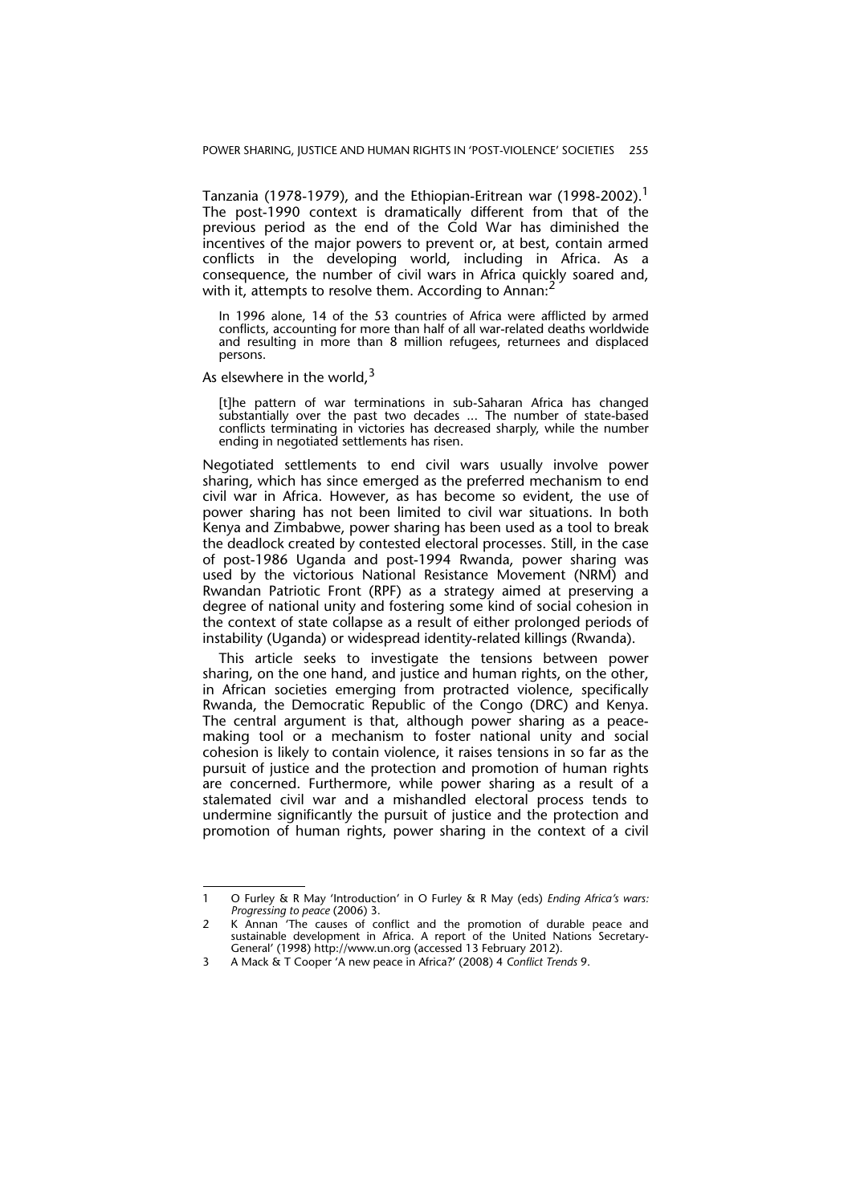Tanzania (1978-1979), and the Ethiopian-Eritrean war (1998-2002).[1] The post-1990 context is dramatically different from that of the previous period as the end of the Cold War has diminished the incentives of the major powers to prevent or, at best, contain armed conflicts in the developing world, including in Africa. As a consequence, the number of civil wars in Africa quickly soared and, with it, attempts to resolve them. According to Annan:[2]

> In 1996 alone, 14 of the 53 countries of Africa were afflicted by armed conflicts, accounting for more than half of all war-related deaths worldwide and resulting in more than 8 million refugees, returnees and displaced persons.

As elsewhere in the world,[3]

> [t]he pattern of war terminations in sub-Saharan Africa has changed substantially over the past two decades ... The number of state-based conflicts terminating in victories has decreased sharply, while the number ending in negotiated settlements has risen.

Negotiated settlements to end civil wars usually involve power sharing, which has since emerged as the preferred mechanism to end civil war in Africa. However, as has become so evident, the use of power sharing has not been limited to civil war situations. In both Kenya and Zimbabwe, power sharing has been used as a tool to break the deadlock created by contested electoral processes. Still, in the case of post-1986 Uganda and post-1994 Rwanda, power sharing was used by the victorious National Resistance Movement (NRM) and Rwandan Patriotic Front (RPF) as a strategy aimed at preserving a degree of national unity and fostering some kind of social cohesion in the context of state collapse as a result of either prolonged periods of instability (Uganda) or widespread identity-related killings (Rwanda).

This article seeks to investigate the tensions between power sharing, on the one hand, and justice and human rights, on the other, in African societies emerging from protracted violence, specifically Rwanda, the Democratic Republic of the Congo (DRC) and Kenya. The central argument is that, although power sharing as a peace-making tool or a mechanism to foster national unity and social cohesion is likely to contain violence, it raises tensions in so far as the pursuit of justice and the protection and promotion of human rights are concerned. Furthermore, while power sharing as a result of a stalemated civil war and a mishandled electoral process tends to undermine significantly the pursuit of justice and the protection and promotion of human rights, power sharing in the context of a civil

---

1 O Furley & R May 'Introduction' in O Furley & R May (eds) *Ending Africa's wars: Progressing to peace* (2006) 3.

2 K Annan 'The causes of conflict and the promotion of durable peace and sustainable development in Africa. A report of the United Nations Secretary-General' (1998) http://www.un.org (accessed 13 February 2012).

3 A Mack & T Cooper 'A new peace in Africa?' (2008) 4 *Conflict Trends* 9.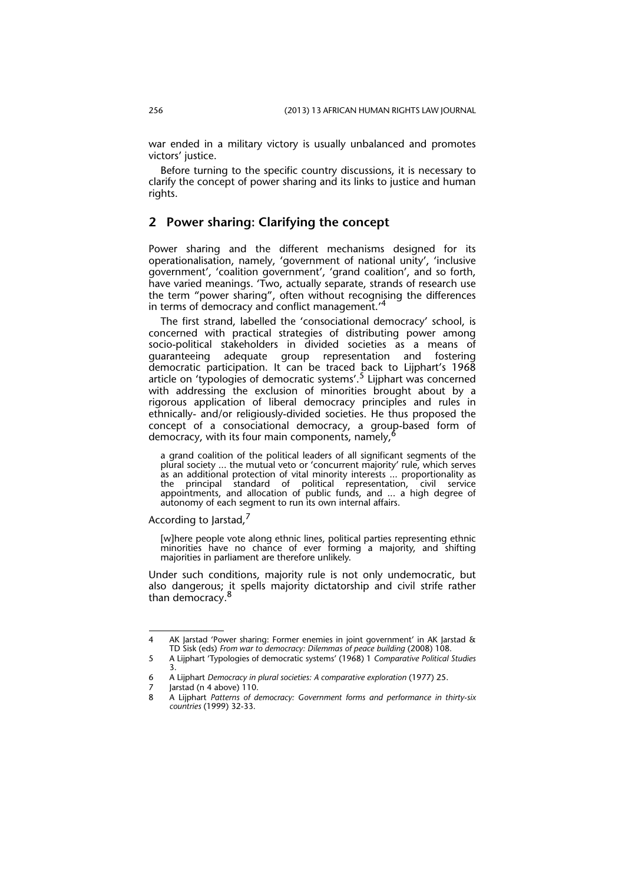war ended in a military victory is usually unbalanced and promotes victors' justice.

Before turning to the specific country discussions, it is necessary to clarify the concept of power sharing and its links to justice and human rights.

## 2 Power sharing: Clarifying the concept

Power sharing and the different mechanisms designed for its operationalisation, namely, 'government of national unity', 'inclusive government', 'coalition government', 'grand coalition', and so forth, have varied meanings. 'Two, actually separate, strands of research use the term "power sharing", often without recognising the differences in terms of democracy and conflict management.'[4]

The first strand, labelled the 'consociational democracy' school, is concerned with practical strategies of distributing power among socio-political stakeholders in divided societies as a means of guaranteeing adequate group representation and fostering democratic participation. It can be traced back to Lijphart's 1968 article on 'typologies of democratic systems'.[5] Lijphart was concerned with addressing the exclusion of minorities brought about by a rigorous application of liberal democracy principles and rules in ethnically- and/or religiously-divided societies. He thus proposed the concept of a consociational democracy, a group-based form of democracy, with its four main components, namely,[6]

> a grand coalition of the political leaders of all significant segments of the plural society ... the mutual veto or 'concurrent majority' rule, which serves as an additional protection of vital minority interests ... proportionality as the principal standard of political representation, civil service appointments, and allocation of public funds, and ... a high degree of autonomy of each segment to run its own internal affairs.

According to Jarstad,[7]

> [w]here people vote along ethnic lines, political parties representing ethnic minorities have no chance of ever forming a majority, and shifting majorities in parliament are therefore unlikely.

Under such conditions, majority rule is not only undemocratic, but also dangerous; it spells majority dictatorship and civil strife rather than democracy.[8]

---

4 AK Jarstad 'Power sharing: Former enemies in joint government' in AK Jarstad & TD Sisk (eds) *From war to democracy: Dilemmas of peace building* (2008) 108.

5 A Lijphart 'Typologies of democratic systems' (1968) 1 *Comparative Political Studies* 3.

6 A Lijphart *Democracy in plural societies: A comparative exploration* (1977) 25.

7 Jarstad (n 4 above) 110.

8 A Lijphart *Patterns of democracy: Government forms and performance in thirty-six countries* (1999) 32-33.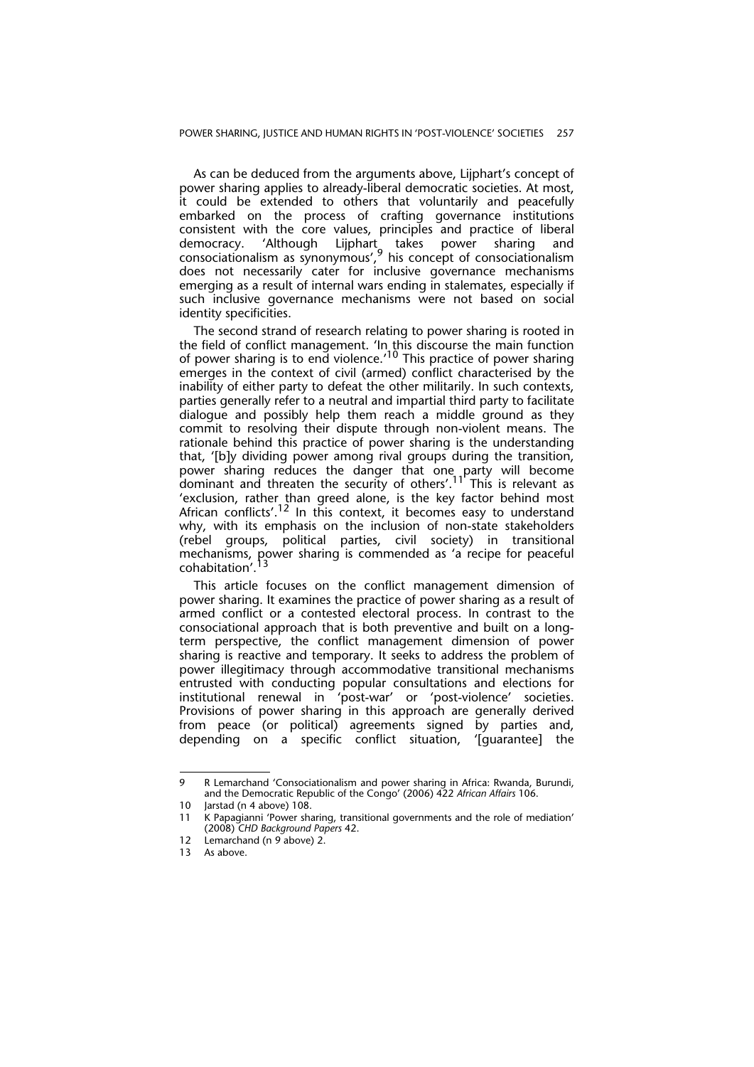As can be deduced from the arguments above, Lijphart's concept of power sharing applies to already-liberal democratic societies. At most, it could be extended to others that voluntarily and peacefully embarked on the process of crafting governance institutions consistent with the core values, principles and practice of liberal democracy. 'Although Lijphart takes power sharing and consociationalism as synonymous',[9] his concept of consociationalism does not necessarily cater for inclusive governance mechanisms emerging as a result of internal wars ending in stalemates, especially if such inclusive governance mechanisms were not based on social identity specificities.

The second strand of research relating to power sharing is rooted in the field of conflict management. 'In this discourse the main function of power sharing is to end violence.'[10] This practice of power sharing emerges in the context of civil (armed) conflict characterised by the inability of either party to defeat the other militarily. In such contexts, parties generally refer to a neutral and impartial third party to facilitate dialogue and possibly help them reach a middle ground as they commit to resolving their dispute through non-violent means. The rationale behind this practice of power sharing is the understanding that, '[b]y dividing power among rival groups during the transition, power sharing reduces the danger that one party will become dominant and threaten the security of others'.[11] This is relevant as 'exclusion, rather than greed alone, is the key factor behind most African conflicts'.[12] In this context, it becomes easy to understand why, with its emphasis on the inclusion of non-state stakeholders (rebel groups, political parties, civil society) in transitional mechanisms, power sharing is commended as 'a recipe for peaceful cohabitation'.[13]

This article focuses on the conflict management dimension of power sharing. It examines the practice of power sharing as a result of armed conflict or a contested electoral process. In contrast to the consociational approach that is both preventive and built on a long-term perspective, the conflict management dimension of power sharing is reactive and temporary. It seeks to address the problem of power illegitimacy through accommodative transitional mechanisms entrusted with conducting popular consultations and elections for institutional renewal in 'post-war' or 'post-violence' societies. Provisions of power sharing in this approach are generally derived from peace (or political) agreements signed by parties and, depending on a specific conflict situation, '[guarantee] the

---

9 R Lemarchand 'Consociationalism and power sharing in Africa: Rwanda, Burundi, and the Democratic Republic of the Congo' (2006) 422 *African Affairs* 106.

10 Jarstad (n 4 above) 108.

11 K Papagianni 'Power sharing, transitional governments and the role of mediation' (2008) *CHD Background Papers* 42.

12 Lemarchand (n 9 above) 2.

13 As above.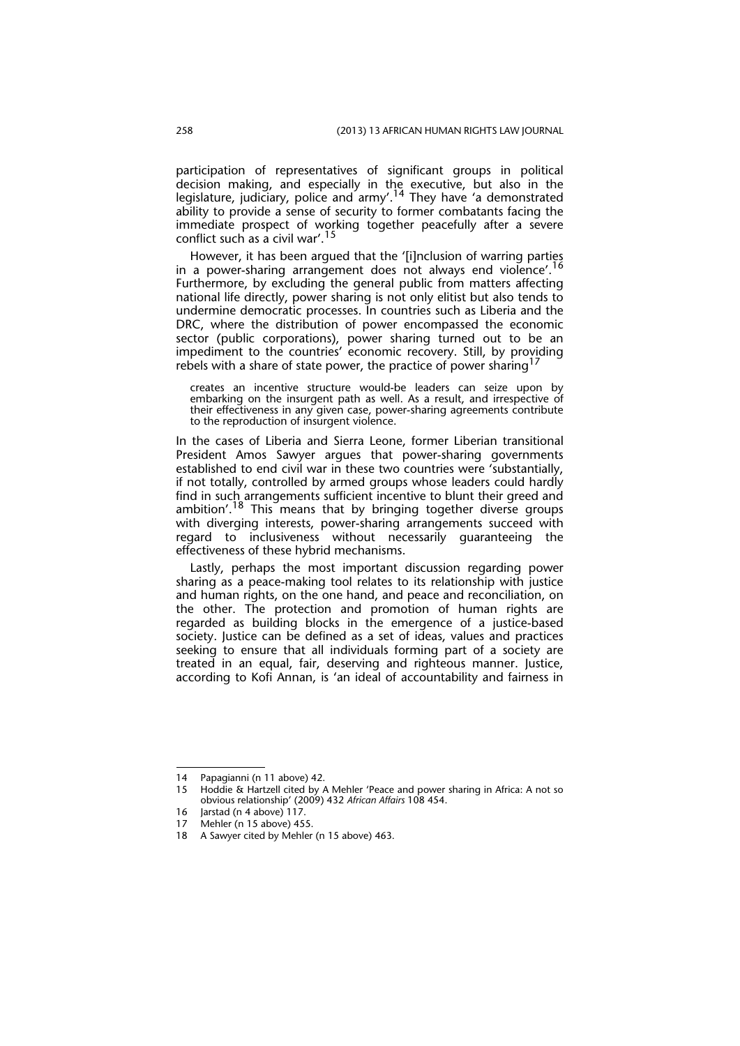participation of representatives of significant groups in political decision making, and especially in the executive, but also in the legislature, judiciary, police and army'.[14] They have 'a demonstrated ability to provide a sense of security to former combatants facing the immediate prospect of working together peacefully after a severe conflict such as a civil war'.[15]

However, it has been argued that the '[i]nclusion of warring parties in a power-sharing arrangement does not always end violence'.[16] Furthermore, by excluding the general public from matters affecting national life directly, power sharing is not only elitist but also tends to undermine democratic processes. In countries such as Liberia and the DRC, where the distribution of power encompassed the economic sector (public corporations), power sharing turned out to be an impediment to the countries' economic recovery. Still, by providing rebels with a share of state power, the practice of power sharing[17]

> creates an incentive structure would-be leaders can seize upon by embarking on the insurgent path as well. As a result, and irrespective of their effectiveness in any given case, power-sharing agreements contribute to the reproduction of insurgent violence.

In the cases of Liberia and Sierra Leone, former Liberian transitional President Amos Sawyer argues that power-sharing governments established to end civil war in these two countries were 'substantially, if not totally, controlled by armed groups whose leaders could hardly find in such arrangements sufficient incentive to blunt their greed and ambition'.[18] This means that by bringing together diverse groups with diverging interests, power-sharing arrangements succeed with regard to inclusiveness without necessarily guaranteeing the effectiveness of these hybrid mechanisms.

Lastly, perhaps the most important discussion regarding power sharing as a peace-making tool relates to its relationship with justice and human rights, on the one hand, and peace and reconciliation, on the other. The protection and promotion of human rights are regarded as building blocks in the emergence of a justice-based society. Justice can be defined as a set of ideas, values and practices seeking to ensure that all individuals forming part of a society are treated in an equal, fair, deserving and righteous manner. Justice, according to Kofi Annan, is 'an ideal of accountability and fairness in

---

14 Papagianni (n 11 above) 42.

15 Hoddie & Hartzell cited by A Mehler 'Peace and power sharing in Africa: A not so obvious relationship' (2009) 432 *African Affairs* 108 454.

16 Jarstad (n 4 above) 117.

17 Mehler (n 15 above) 455.

18 A Sawyer cited by Mehler (n 15 above) 463.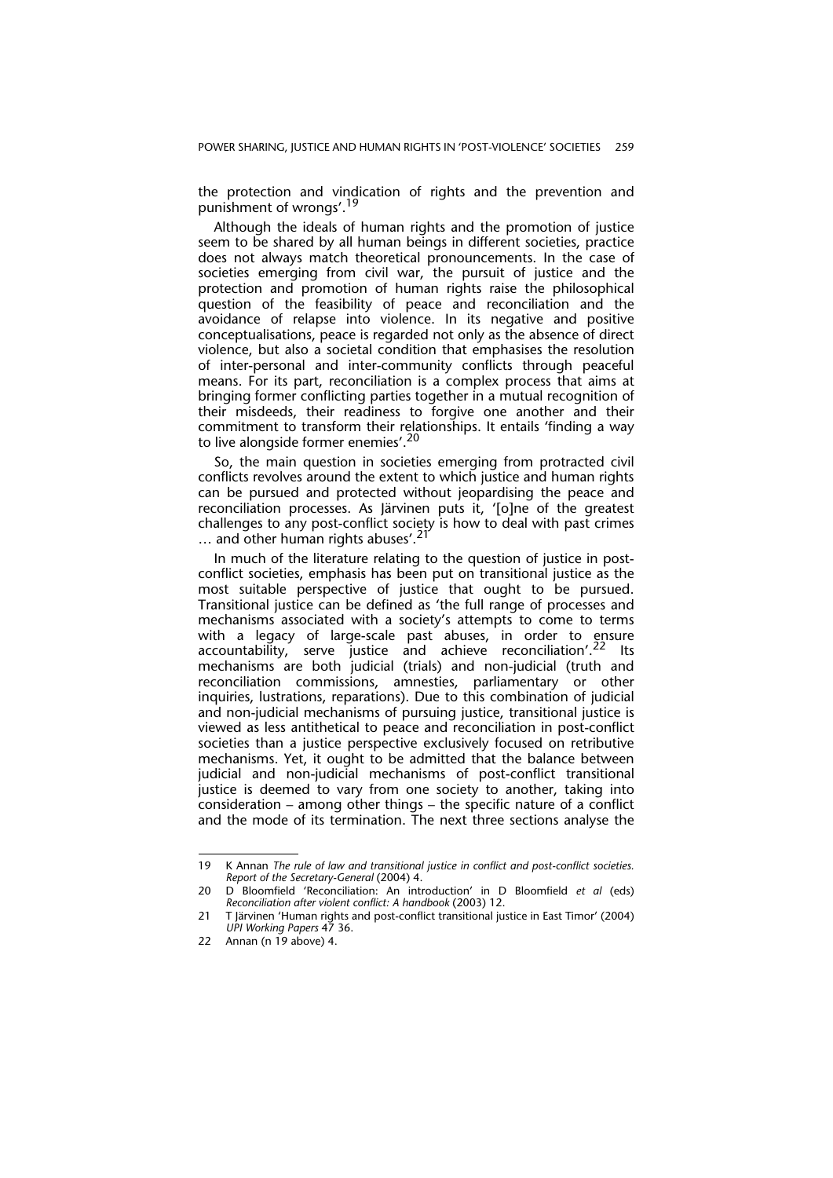the protection and vindication of rights and the prevention and punishment of wrongs'.[19]

Although the ideals of human rights and the promotion of justice seem to be shared by all human beings in different societies, practice does not always match theoretical pronouncements. In the case of societies emerging from civil war, the pursuit of justice and the protection and promotion of human rights raise the philosophical question of the feasibility of peace and reconciliation and the avoidance of relapse into violence. In its negative and positive conceptualisations, peace is regarded not only as the absence of direct violence, but also a societal condition that emphasises the resolution of inter-personal and inter-community conflicts through peaceful means. For its part, reconciliation is a complex process that aims at bringing former conflicting parties together in a mutual recognition of their misdeeds, their readiness to forgive one another and their commitment to transform their relationships. It entails 'finding a way to live alongside former enemies'.[20]

So, the main question in societies emerging from protracted civil conflicts revolves around the extent to which justice and human rights can be pursued and protected without jeopardising the peace and reconciliation processes. As Järvinen puts it, '[o]ne of the greatest challenges to any post-conflict society is how to deal with past crimes … and other human rights abuses'.[21]

In much of the literature relating to the question of justice in post-conflict societies, emphasis has been put on transitional justice as the most suitable perspective of justice that ought to be pursued. Transitional justice can be defined as 'the full range of processes and mechanisms associated with a society's attempts to come to terms with a legacy of large-scale past abuses, in order to ensure accountability, serve justice and achieve reconciliation'.[22] Its mechanisms are both judicial (trials) and non-judicial (truth and reconciliation commissions, amnesties, parliamentary or other inquiries, lustrations, reparations). Due to this combination of judicial and non-judicial mechanisms of pursuing justice, transitional justice is viewed as less antithetical to peace and reconciliation in post-conflict societies than a justice perspective exclusively focused on retributive mechanisms. Yet, it ought to be admitted that the balance between judicial and non-judicial mechanisms of post-conflict transitional justice is deemed to vary from one society to another, taking into consideration – among other things – the specific nature of a conflict and the mode of its termination. The next three sections analyse the

---

19 K Annan *The rule of law and transitional justice in conflict and post-conflict societies. Report of the Secretary-General* (2004) 4.

20 D Bloomfield 'Reconciliation: An introduction' in D Bloomfield *et al* (eds) *Reconciliation after violent conflict: A handbook* (2003) 12.

21 T Järvinen 'Human rights and post-conflict transitional justice in East Timor' (2004) *UPI Working Papers* 47 36.

22 Annan (n 19 above) 4.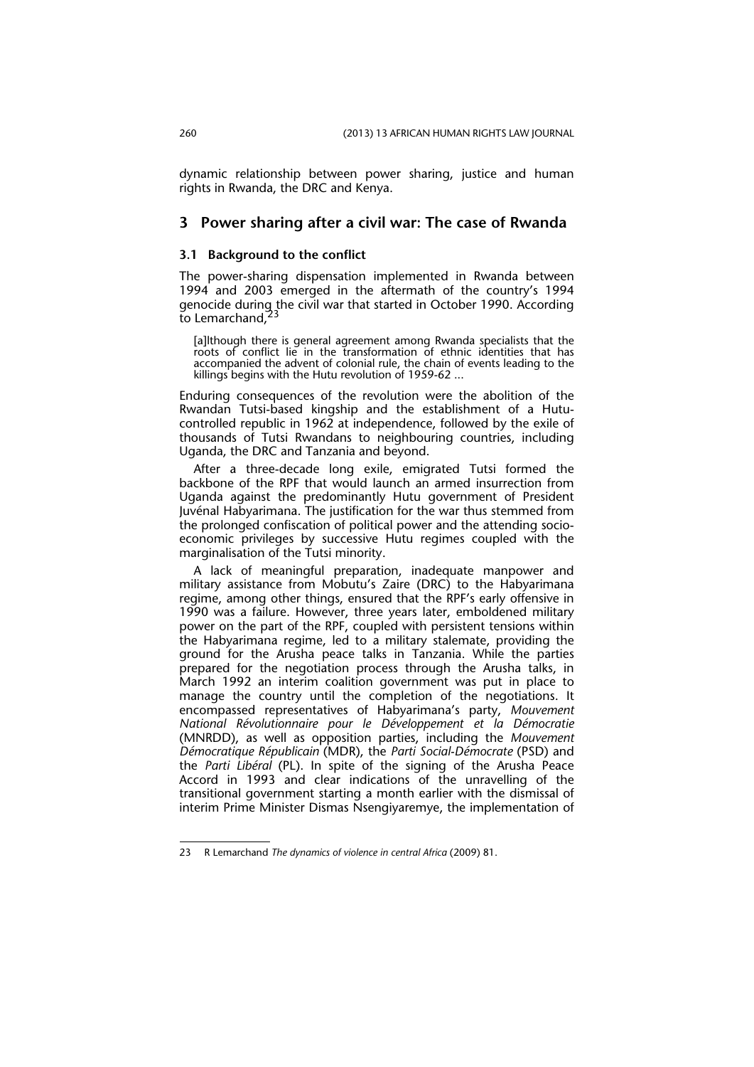dynamic relationship between power sharing, justice and human rights in Rwanda, the DRC and Kenya.

## 3 Power sharing after a civil war: The case of Rwanda

### 3.1 Background to the conflict

The power-sharing dispensation implemented in Rwanda between 1994 and 2003 emerged in the aftermath of the country's 1994 genocide during the civil war that started in October 1990. According to Lemarchand,[23]

> [a]lthough there is general agreement among Rwanda specialists that the roots of conflict lie in the transformation of ethnic identities that has accompanied the advent of colonial rule, the chain of events leading to the killings begins with the Hutu revolution of 1959-62 ...

Enduring consequences of the revolution were the abolition of the Rwandan Tutsi-based kingship and the establishment of a Hutu-controlled republic in 1962 at independence, followed by the exile of thousands of Tutsi Rwandans to neighbouring countries, including Uganda, the DRC and Tanzania and beyond.

After a three-decade long exile, emigrated Tutsi formed the backbone of the RPF that would launch an armed insurrection from Uganda against the predominantly Hutu government of President Juvénal Habyarimana. The justification for the war thus stemmed from the prolonged confiscation of political power and the attending socio-economic privileges by successive Hutu regimes coupled with the marginalisation of the Tutsi minority.

A lack of meaningful preparation, inadequate manpower and military assistance from Mobutu's Zaire (DRC) to the Habyarimana regime, among other things, ensured that the RPF's early offensive in 1990 was a failure. However, three years later, emboldened military power on the part of the RPF, coupled with persistent tensions within the Habyarimana regime, led to a military stalemate, providing the ground for the Arusha peace talks in Tanzania. While the parties prepared for the negotiation process through the Arusha talks, in March 1992 an interim coalition government was put in place to manage the country until the completion of the negotiations. It encompassed representatives of Habyarimana's party, *Mouvement National Révolutionnaire pour le Développement et la Démocratie* (MNRDD), as well as opposition parties, including the *Mouvement Démocratique Républicain* (MDR), the *Parti Social-Démocrate* (PSD) and the *Parti Libéral* (PL). In spite of the signing of the Arusha Peace Accord in 1993 and clear indications of the unravelling of the transitional government starting a month earlier with the dismissal of interim Prime Minister Dismas Nsengiyaremye, the implementation of

---

23 R Lemarchand *The dynamics of violence in central Africa* (2009) 81.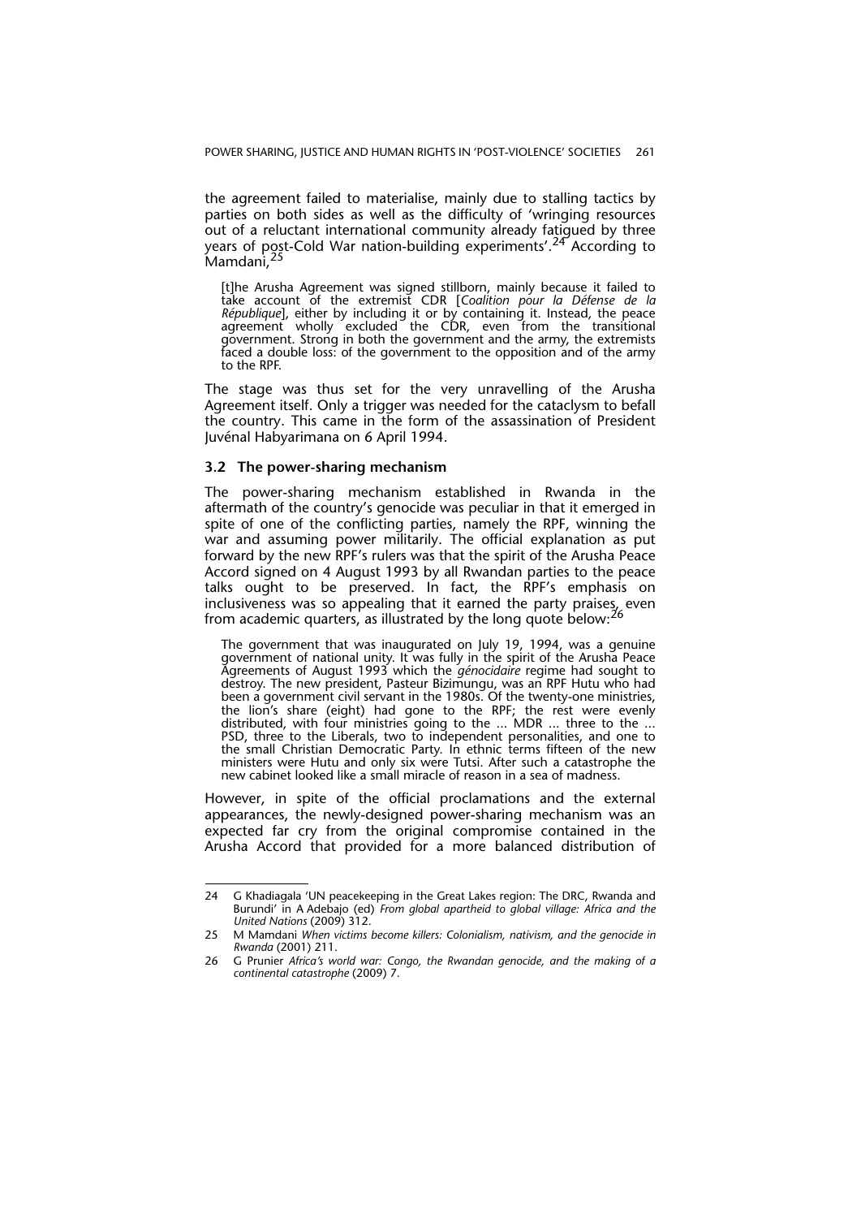the agreement failed to materialise, mainly due to stalling tactics by parties on both sides as well as the difficulty of 'wringing resources out of a reluctant international community already fatigued by three years of post-Cold War nation-building experiments'.[24] According to Mamdani,[25]

> [t]he Arusha Agreement was signed stillborn, mainly because it failed to take account of the extremist CDR [*Coalition pour la Défense de la République*], either by including it or by containing it. Instead, the peace agreement wholly excluded the CDR, even from the transitional government. Strong in both the government and the army, the extremists faced a double loss: of the government to the opposition and of the army to the RPF.

The stage was thus set for the very unravelling of the Arusha Agreement itself. Only a trigger was needed for the cataclysm to befall the country. This came in the form of the assassination of President Juvénal Habyarimana on 6 April 1994.

### 3.2 The power-sharing mechanism

The power-sharing mechanism established in Rwanda in the aftermath of the country's genocide was peculiar in that it emerged in spite of one of the conflicting parties, namely the RPF, winning the war and assuming power militarily. The official explanation as put forward by the new RPF's rulers was that the spirit of the Arusha Peace Accord signed on 4 August 1993 by all Rwandan parties to the peace talks ought to be preserved. In fact, the RPF's emphasis on inclusiveness was so appealing that it earned the party praises, even from academic quarters, as illustrated by the long quote below:[26]

> The government that was inaugurated on July 19, 1994, was a genuine government of national unity. It was fully in the spirit of the Arusha Peace Agreements of August 1993 which the *génocidaire* regime had sought to destroy. The new president, Pasteur Bizimungu, was an RPF Hutu who had been a government civil servant in the 1980s. Of the twenty-one ministries, the lion's share (eight) had gone to the RPF; the rest were evenly distributed, with four ministries going to the ... MDR ... three to the ... PSD, three to the Liberals, two to independent personalities, and one to the small Christian Democratic Party. In ethnic terms fifteen of the new ministers were Hutu and only six were Tutsi. After such a catastrophe the new cabinet looked like a small miracle of reason in a sea of madness.

However, in spite of the official proclamations and the external appearances, the newly-designed power-sharing mechanism was an expected far cry from the original compromise contained in the Arusha Accord that provided for a more balanced distribution of

---

24 G Khadiagala 'UN peacekeeping in the Great Lakes region: The DRC, Rwanda and Burundi' in A Adebajo (ed) *From global apartheid to global village: Africa and the United Nations* (2009) 312.

25 M Mamdani *When victims become killers: Colonialism, nativism, and the genocide in Rwanda* (2001) 211.

26 G Prunier *Africa's world war: Congo, the Rwandan genocide, and the making of a continental catastrophe* (2009) 7.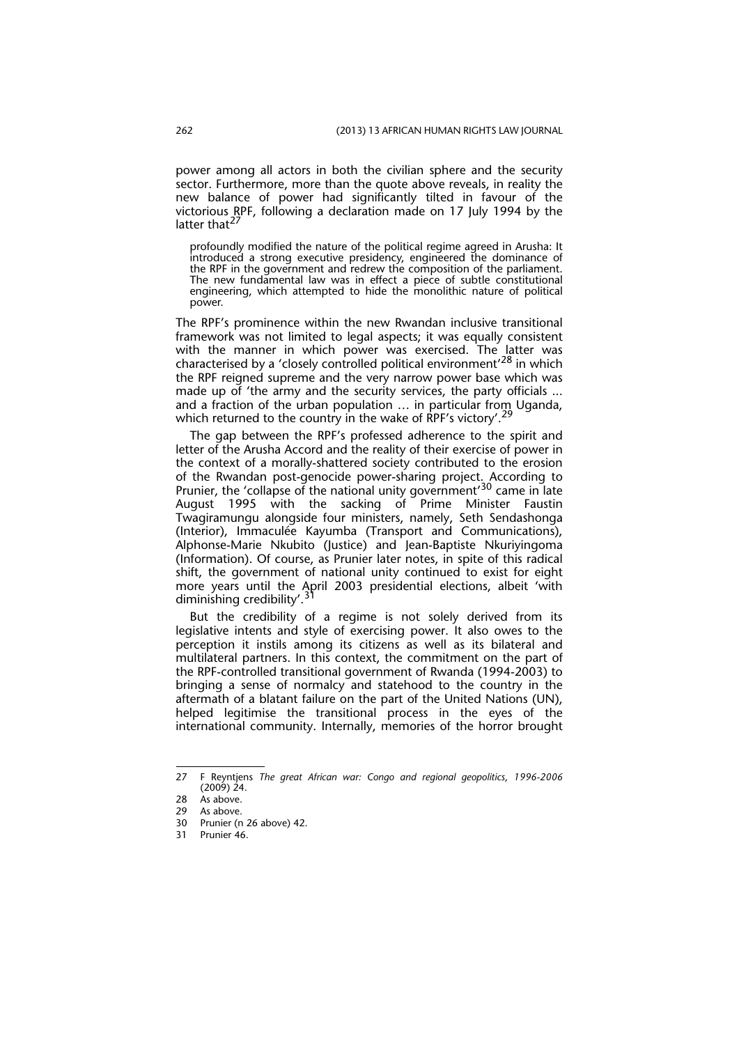power among all actors in both the civilian sphere and the security sector. Furthermore, more than the quote above reveals, in reality the new balance of power had significantly tilted in favour of the victorious RPF, following a declaration made on 17 July 1994 by the latter that[27]

> profoundly modified the nature of the political regime agreed in Arusha: It introduced a strong executive presidency, engineered the dominance of the RPF in the government and redrew the composition of the parliament. The new fundamental law was in effect a piece of subtle constitutional engineering, which attempted to hide the monolithic nature of political power.

The RPF's prominence within the new Rwandan inclusive transitional framework was not limited to legal aspects; it was equally consistent with the manner in which power was exercised. The latter was characterised by a 'closely controlled political environment'[28] in which the RPF reigned supreme and the very narrow power base which was made up of 'the army and the security services, the party officials ... and a fraction of the urban population … in particular from Uganda, which returned to the country in the wake of RPF's victory'.[29]

The gap between the RPF's professed adherence to the spirit and letter of the Arusha Accord and the reality of their exercise of power in the context of a morally-shattered society contributed to the erosion of the Rwandan post-genocide power-sharing project. According to Prunier, the 'collapse of the national unity government'[30] came in late August 1995 with the sacking of Prime Minister Faustin Twagiramungu alongside four ministers, namely, Seth Sendashonga (Interior), Immaculée Kayumba (Transport and Communications), Alphonse-Marie Nkubito (Justice) and Jean-Baptiste Nkuriyingoma (Information). Of course, as Prunier later notes, in spite of this radical shift, the government of national unity continued to exist for eight more years until the April 2003 presidential elections, albeit 'with diminishing credibility'.[31]

But the credibility of a regime is not solely derived from its legislative intents and style of exercising power. It also owes to the perception it instils among its citizens as well as its bilateral and multilateral partners. In this context, the commitment on the part of the RPF-controlled transitional government of Rwanda (1994-2003) to bringing a sense of normalcy and statehood to the country in the aftermath of a blatant failure on the part of the United Nations (UN), helped legitimise the transitional process in the eyes of the international community. Internally, memories of the horror brought

---

27 F Reyntjens *The great African war: Congo and regional geopolitics, 1996-2006* (2009) 24.

28 As above.

29 As above.

30 Prunier (n 26 above) 42.

31 Prunier 46.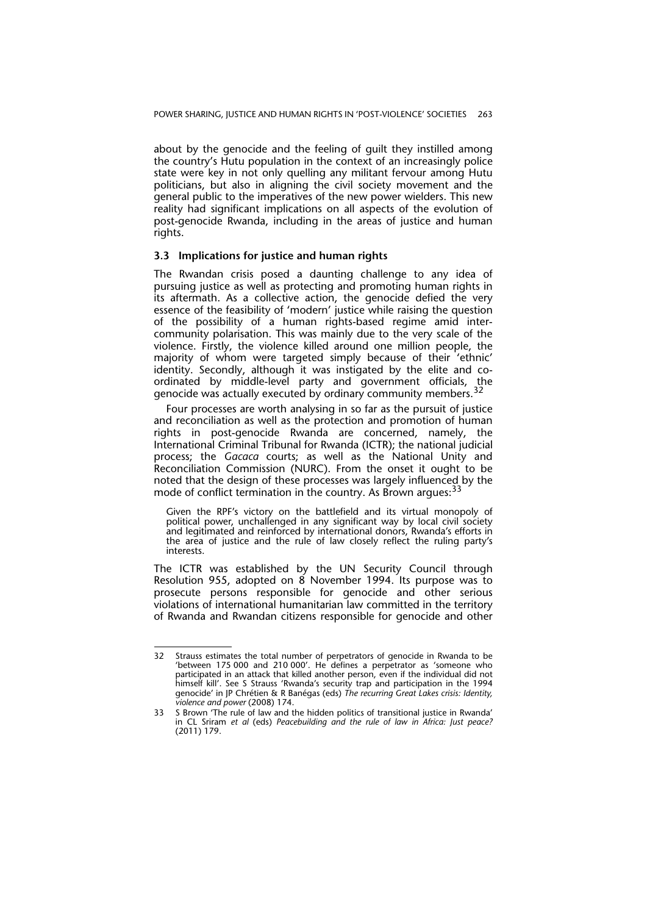about by the genocide and the feeling of guilt they instilled among the country's Hutu population in the context of an increasingly police state were key in not only quelling any militant fervour among Hutu politicians, but also in aligning the civil society movement and the general public to the imperatives of the new power wielders. This new reality had significant implications on all aspects of the evolution of post-genocide Rwanda, including in the areas of justice and human rights.

### 3.3 Implications for justice and human rights

The Rwandan crisis posed a daunting challenge to any idea of pursuing justice as well as protecting and promoting human rights in its aftermath. As a collective action, the genocide defied the very essence of the feasibility of 'modern' justice while raising the question of the possibility of a human rights-based regime amid inter-community polarisation. This was mainly due to the very scale of the violence. Firstly, the violence killed around one million people, the majority of whom were targeted simply because of their 'ethnic' identity. Secondly, although it was instigated by the elite and co-ordinated by middle-level party and government officials, the genocide was actually executed by ordinary community members.[32]

Four processes are worth analysing in so far as the pursuit of justice and reconciliation as well as the protection and promotion of human rights in post-genocide Rwanda are concerned, namely, the International Criminal Tribunal for Rwanda (ICTR); the national judicial process; the *Gacaca* courts; as well as the National Unity and Reconciliation Commission (NURC). From the onset it ought to be noted that the design of these processes was largely influenced by the mode of conflict termination in the country. As Brown argues:[33]

> Given the RPF's victory on the battlefield and its virtual monopoly of political power, unchallenged in any significant way by local civil society and legitimated and reinforced by international donors, Rwanda's efforts in the area of justice and the rule of law closely reflect the ruling party's interests.

The ICTR was established by the UN Security Council through Resolution 955, adopted on 8 November 1994. Its purpose was to prosecute persons responsible for genocide and other serious violations of international humanitarian law committed in the territory of Rwanda and Rwandan citizens responsible for genocide and other

---

32 Strauss estimates the total number of perpetrators of genocide in Rwanda to be 'between 175 000 and 210 000'. He defines a perpetrator as 'someone who participated in an attack that killed another person, even if the individual did not himself kill'. See S Strauss 'Rwanda's security trap and participation in the 1994 genocide' in JP Chrétien & R Banégas (eds) *The recurring Great Lakes crisis: Identity, violence and power* (2008) 174.

33 S Brown 'The rule of law and the hidden politics of transitional justice in Rwanda' in CL Sriram *et al* (eds) *Peacebuilding and the rule of law in Africa: Just peace?* (2011) 179.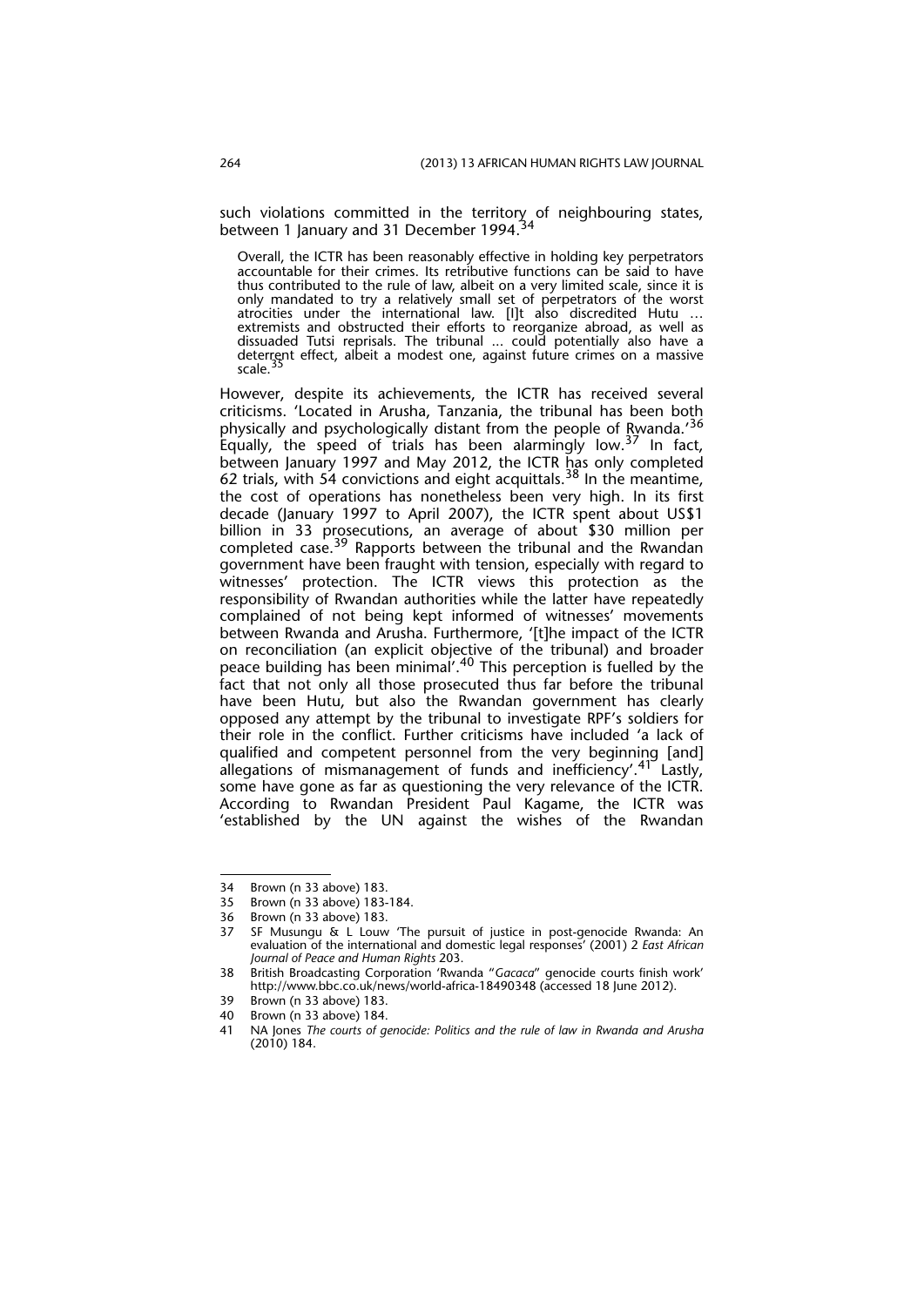such violations committed in the territory of neighbouring states, between 1 January and 31 December 1994.[34]

> Overall, the ICTR has been reasonably effective in holding key perpetrators accountable for their crimes. Its retributive functions can be said to have thus contributed to the rule of law, albeit on a very limited scale, since it is only mandated to try a relatively small set of perpetrators of the worst atrocities under the international law. [I]t also discredited Hutu … extremists and obstructed their efforts to reorganize abroad, as well as dissuaded Tutsi reprisals. The tribunal … could potentially also have a deterrent effect, albeit a modest one, against future crimes on a massive scale.[35]

However, despite its achievements, the ICTR has received several criticisms. 'Located in Arusha, Tanzania, the tribunal has been both physically and psychologically distant from the people of Rwanda.'[36] Equally, the speed of trials has been alarmingly low.[37] In fact, between January 1997 and May 2012, the ICTR has only completed 62 trials, with 54 convictions and eight acquittals.[38] In the meantime, the cost of operations has nonetheless been very high. In its first decade (January 1997 to April 2007), the ICTR spent about US$1 billion in 33 prosecutions, an average of about $30 million per completed case.[39] Rapports between the tribunal and the Rwandan government have been fraught with tension, especially with regard to witnesses' protection. The ICTR views this protection as the responsibility of Rwandan authorities while the latter have repeatedly complained of not being kept informed of witnesses' movements between Rwanda and Arusha. Furthermore, '[t]he impact of the ICTR on reconciliation (an explicit objective of the tribunal) and broader peace building has been minimal'.[40] This perception is fuelled by the fact that not only all those prosecuted thus far before the tribunal have been Hutu, but also the Rwandan government has clearly opposed any attempt by the tribunal to investigate RPF's soldiers for their role in the conflict. Further criticisms have included 'a lack of qualified and competent personnel from the very beginning [and] allegations of mismanagement of funds and inefficiency'.[41] Lastly, some have gone as far as questioning the very relevance of the ICTR. According to Rwandan President Paul Kagame, the ICTR was 'established by the UN against the wishes of the Rwandan

---

34 Brown (n 33 above) 183.

35 Brown (n 33 above) 183-184.

36 Brown (n 33 above) 183.

37 SF Musungu & L Louw 'The pursuit of justice in post-genocide Rwanda: An evaluation of the international and domestic legal responses' (2001) 2 *East African Journal of Peace and Human Rights* 203.

38 British Broadcasting Corporation 'Rwanda "*Gacaca*" genocide courts finish work' http://www.bbc.co.uk/news/world-africa-18490348 (accessed 18 June 2012).

39 Brown (n 33 above) 183.

40 Brown (n 33 above) 184.

41 NA Jones *The courts of genocide: Politics and the rule of law in Rwanda and Arusha* (2010) 184.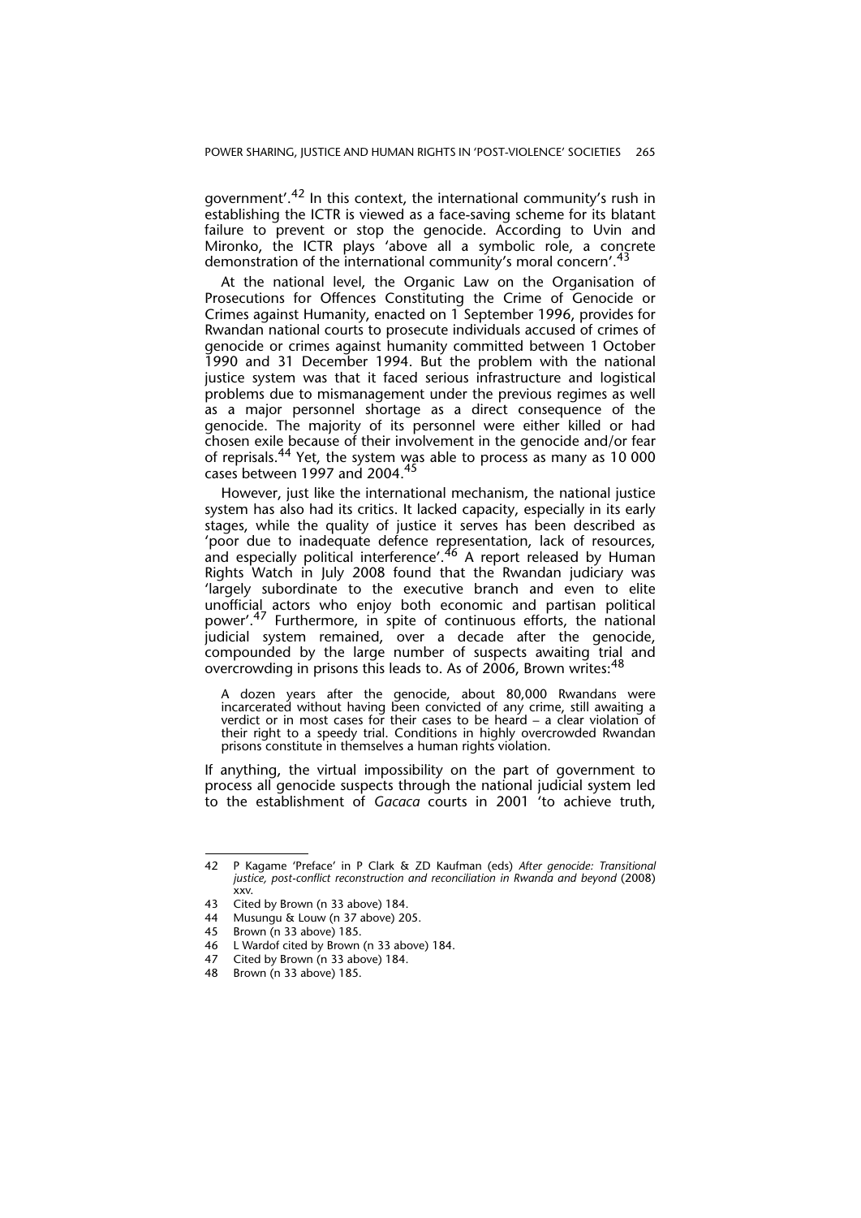government'.[42] In this context, the international community's rush in establishing the ICTR is viewed as a face-saving scheme for its blatant failure to prevent or stop the genocide. According to Uvin and Mironko, the ICTR plays 'above all a symbolic role, a concrete demonstration of the international community's moral concern'.[43]

At the national level, the Organic Law on the Organisation of Prosecutions for Offences Constituting the Crime of Genocide or Crimes against Humanity, enacted on 1 September 1996, provides for Rwandan national courts to prosecute individuals accused of crimes of genocide or crimes against humanity committed between 1 October 1990 and 31 December 1994. But the problem with the national justice system was that it faced serious infrastructure and logistical problems due to mismanagement under the previous regimes as well as a major personnel shortage as a direct consequence of the genocide. The majority of its personnel were either killed or had chosen exile because of their involvement in the genocide and/or fear of reprisals.[44] Yet, the system was able to process as many as 10 000 cases between 1997 and 2004.[45]

However, just like the international mechanism, the national justice system has also had its critics. It lacked capacity, especially in its early stages, while the quality of justice it serves has been described as 'poor due to inadequate defence representation, lack of resources, and especially political interference'.[46] A report released by Human Rights Watch in July 2008 found that the Rwandan judiciary was 'largely subordinate to the executive branch and even to elite unofficial actors who enjoy both economic and partisan political power'.[47] Furthermore, in spite of continuous efforts, the national judicial system remained, over a decade after the genocide, compounded by the large number of suspects awaiting trial and overcrowding in prisons this leads to. As of 2006, Brown writes:[48]

> A dozen years after the genocide, about 80,000 Rwandans were incarcerated without having been convicted of any crime, still awaiting a verdict or in most cases for their cases to be heard – a clear violation of their right to a speedy trial. Conditions in highly overcrowded Rwandan prisons constitute in themselves a human rights violation.

If anything, the virtual impossibility on the part of government to process all genocide suspects through the national judicial system led to the establishment of *Gacaca* courts in 2001 'to achieve truth,

---

42 P Kagame 'Preface' in P Clark & ZD Kaufman (eds) *After genocide: Transitional justice, post-conflict reconstruction and reconciliation in Rwanda and beyond* (2008) xxv.

43 Cited by Brown (n 33 above) 184.

44 Musungu & Louw (n 37 above) 205.

45 Brown (n 33 above) 185.

46 L Wardof cited by Brown (n 33 above) 184.

47 Cited by Brown (n 33 above) 184.

48 Brown (n 33 above) 185.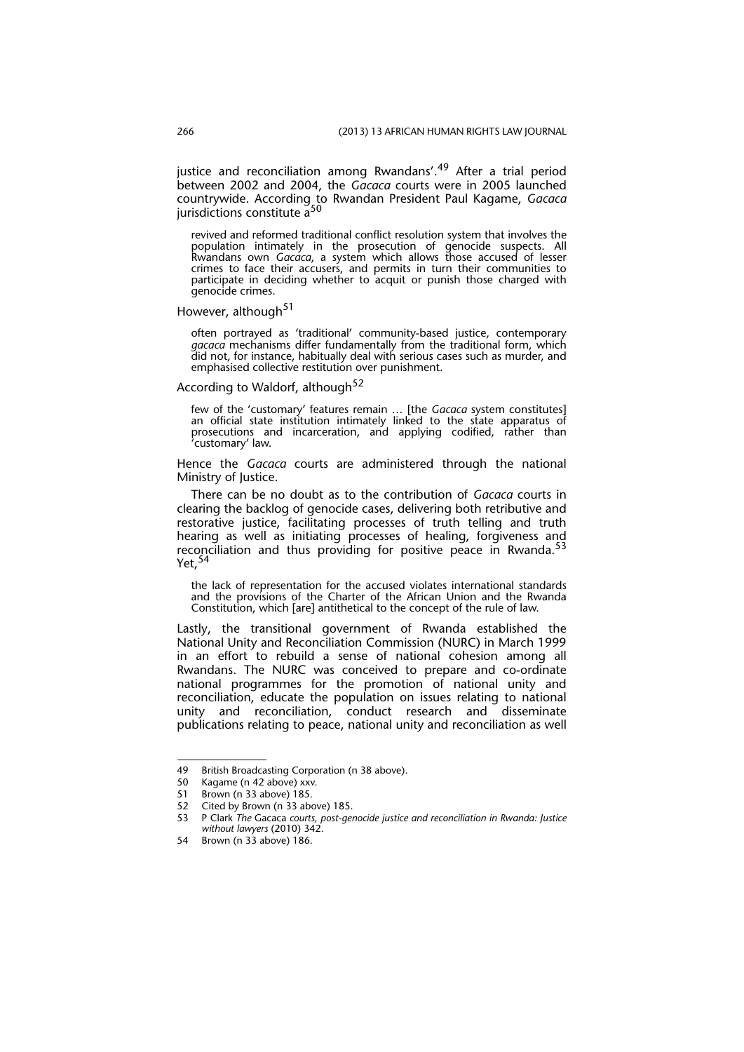justice and reconciliation among Rwandans'.[49] After a trial period between 2002 and 2004, the *Gacaca* courts were in 2005 launched countrywide. According to Rwandan President Paul Kagame, *Gacaca* jurisdictions constitute a[50]

> revived and reformed traditional conflict resolution system that involves the population intimately in the prosecution of genocide suspects. All Rwandans own *Gacaca*, a system which allows those accused of lesser crimes to face their accusers, and permits in turn their communities to participate in deciding whether to acquit or punish those charged with genocide crimes.

However, although[51]

> often portrayed as 'traditional' community-based justice, contemporary *gacaca* mechanisms differ fundamentally from the traditional form, which did not, for instance, habitually deal with serious cases such as murder, and emphasised collective restitution over punishment.

According to Waldorf, although[52]

> few of the 'customary' features remain … [the *Gacaca* system constitutes] an official state institution intimately linked to the state apparatus of prosecutions and incarceration, and applying codified, rather than 'customary' law.

Hence the *Gacaca* courts are administered through the national Ministry of Justice.

There can be no doubt as to the contribution of *Gacaca* courts in clearing the backlog of genocide cases, delivering both retributive and restorative justice, facilitating processes of truth telling and truth hearing as well as initiating processes of healing, forgiveness and reconciliation and thus providing for positive peace in Rwanda.[53] Yet,[54]

> the lack of representation for the accused violates international standards and the provisions of the Charter of the African Union and the Rwanda Constitution, which [are] antithetical to the concept of the rule of law.

Lastly, the transitional government of Rwanda established the National Unity and Reconciliation Commission (NURC) in March 1999 in an effort to rebuild a sense of national cohesion among all Rwandans. The NURC was conceived to prepare and co-ordinate national programmes for the promotion of national unity and reconciliation, educate the population on issues relating to national unity and reconciliation, conduct research and disseminate publications relating to peace, national unity and reconciliation as well

---

49 British Broadcasting Corporation (n 38 above).
50 Kagame (n 42 above) xxv.
51 Brown (n 33 above) 185.
52 Cited by Brown (n 33 above) 185.
53 P Clark *The* Gacaca *courts, post-genocide justice and reconciliation in Rwanda: Justice without lawyers* (2010) 342.
54 Brown (n 33 above) 186.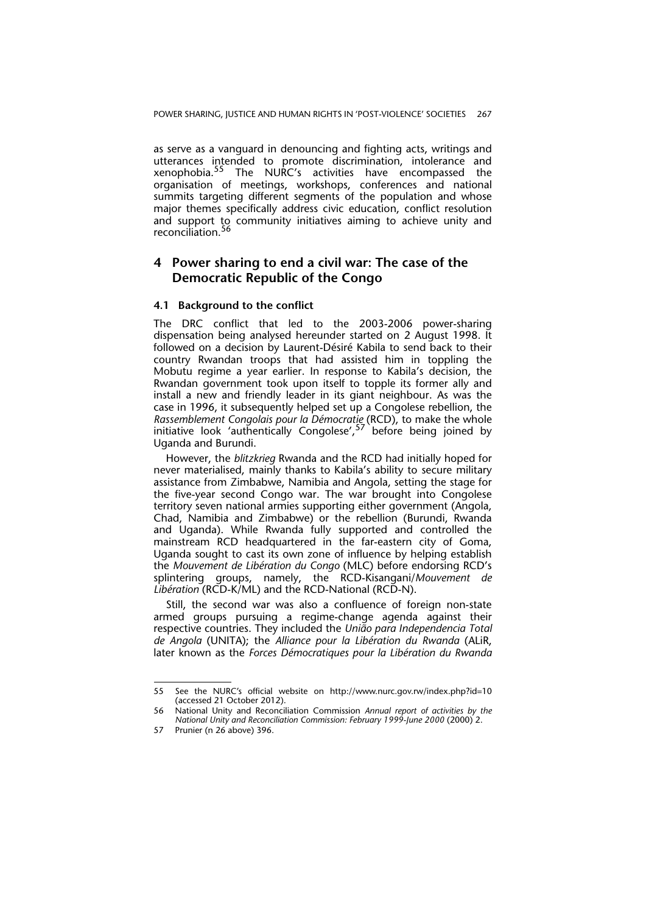as serve as a vanguard in denouncing and fighting acts, writings and utterances intended to promote discrimination, intolerance and xenophobia.[55] The NURC's activities have encompassed the organisation of meetings, workshops, conferences and national summits targeting different segments of the population and whose major themes specifically address civic education, conflict resolution and support to community initiatives aiming to achieve unity and reconciliation.[56]

## 4 Power sharing to end a civil war: The case of the Democratic Republic of the Congo

### 4.1 Background to the conflict

The DRC conflict that led to the 2003-2006 power-sharing dispensation being analysed hereunder started on 2 August 1998. It followed on a decision by Laurent-Désiré Kabila to send back to their country Rwandan troops that had assisted him in toppling the Mobutu regime a year earlier. In response to Kabila's decision, the Rwandan government took upon itself to topple its former ally and install a new and friendly leader in its giant neighbour. As was the case in 1996, it subsequently helped set up a Congolese rebellion, the *Rassemblement Congolais pour la Démocratie* (RCD), to make the whole initiative look 'authentically Congolese',[57] before being joined by Uganda and Burundi.

However, the *blitzkrieg* Rwanda and the RCD had initially hoped for never materialised, mainly thanks to Kabila's ability to secure military assistance from Zimbabwe, Namibia and Angola, setting the stage for the five-year second Congo war. The war brought into Congolese territory seven national armies supporting either government (Angola, Chad, Namibia and Zimbabwe) or the rebellion (Burundi, Rwanda and Uganda). While Rwanda fully supported and controlled the mainstream RCD headquartered in the far-eastern city of Goma, Uganda sought to cast its own zone of influence by helping establish the *Mouvement de Libération du Congo* (MLC) before endorsing RCD's splintering groups, namely, the RCD-Kisangani/*Mouvement de Libération* (RCD-K/ML) and the RCD-National (RCD-N).

Still, the second war was also a confluence of foreign non-state armed groups pursuing a regime-change agenda against their respective countries. They included the *União para Independencia Total de Angola* (UNITA); the *Alliance pour la Libération du Rwanda* (ALiR, later known as the *Forces Démocratiques pour la Libération du Rwanda*

---

55 See the NURC's official website on http://www.nurc.gov.rw/index.php?id=10 (accessed 21 October 2012).

56 National Unity and Reconciliation Commission *Annual report of activities by the National Unity and Reconciliation Commission: February 1999-June 2000* (2000) 2.

57 Prunier (n 26 above) 396.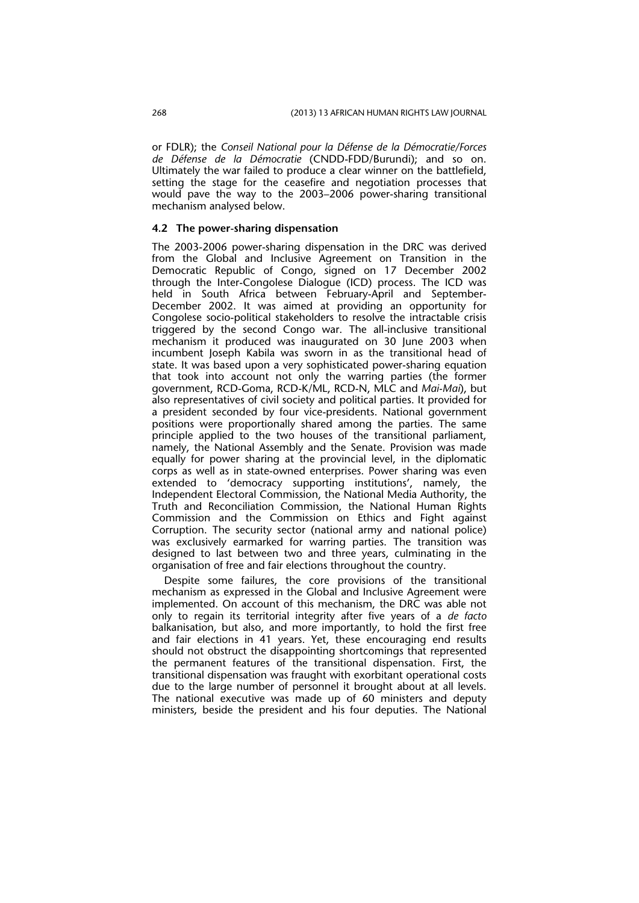or FDLR); the *Conseil National pour la Défense de la Démocratie/Forces de Défense de la Démocratie* (CNDD-FDD/Burundi); and so on. Ultimately the war failed to produce a clear winner on the battlefield, setting the stage for the ceasefire and negotiation processes that would pave the way to the 2003–2006 power-sharing transitional mechanism analysed below.

### 4.2 The power-sharing dispensation

The 2003-2006 power-sharing dispensation in the DRC was derived from the Global and Inclusive Agreement on Transition in the Democratic Republic of Congo, signed on 17 December 2002 through the Inter-Congolese Dialogue (ICD) process. The ICD was held in South Africa between February-April and September-December 2002. It was aimed at providing an opportunity for Congolese socio-political stakeholders to resolve the intractable crisis triggered by the second Congo war. The all-inclusive transitional mechanism it produced was inaugurated on 30 June 2003 when incumbent Joseph Kabila was sworn in as the transitional head of state. It was based upon a very sophisticated power-sharing equation that took into account not only the warring parties (the former government, RCD-Goma, RCD-K/ML, RCD-N, MLC and *Mai-Mai*), but also representatives of civil society and political parties. It provided for a president seconded by four vice-presidents. National government positions were proportionally shared among the parties. The same principle applied to the two houses of the transitional parliament, namely, the National Assembly and the Senate. Provision was made equally for power sharing at the provincial level, in the diplomatic corps as well as in state-owned enterprises. Power sharing was even extended to 'democracy supporting institutions', namely, the Independent Electoral Commission, the National Media Authority, the Truth and Reconciliation Commission, the National Human Rights Commission and the Commission on Ethics and Fight against Corruption. The security sector (national army and national police) was exclusively earmarked for warring parties. The transition was designed to last between two and three years, culminating in the organisation of free and fair elections throughout the country.

Despite some failures, the core provisions of the transitional mechanism as expressed in the Global and Inclusive Agreement were implemented. On account of this mechanism, the DRC was able not only to regain its territorial integrity after five years of a *de facto* balkanisation, but also, and more importantly, to hold the first free and fair elections in 41 years. Yet, these encouraging end results should not obstruct the disappointing shortcomings that represented the permanent features of the transitional dispensation. First, the transitional dispensation was fraught with exorbitant operational costs due to the large number of personnel it brought about at all levels. The national executive was made up of 60 ministers and deputy ministers, beside the president and his four deputies. The National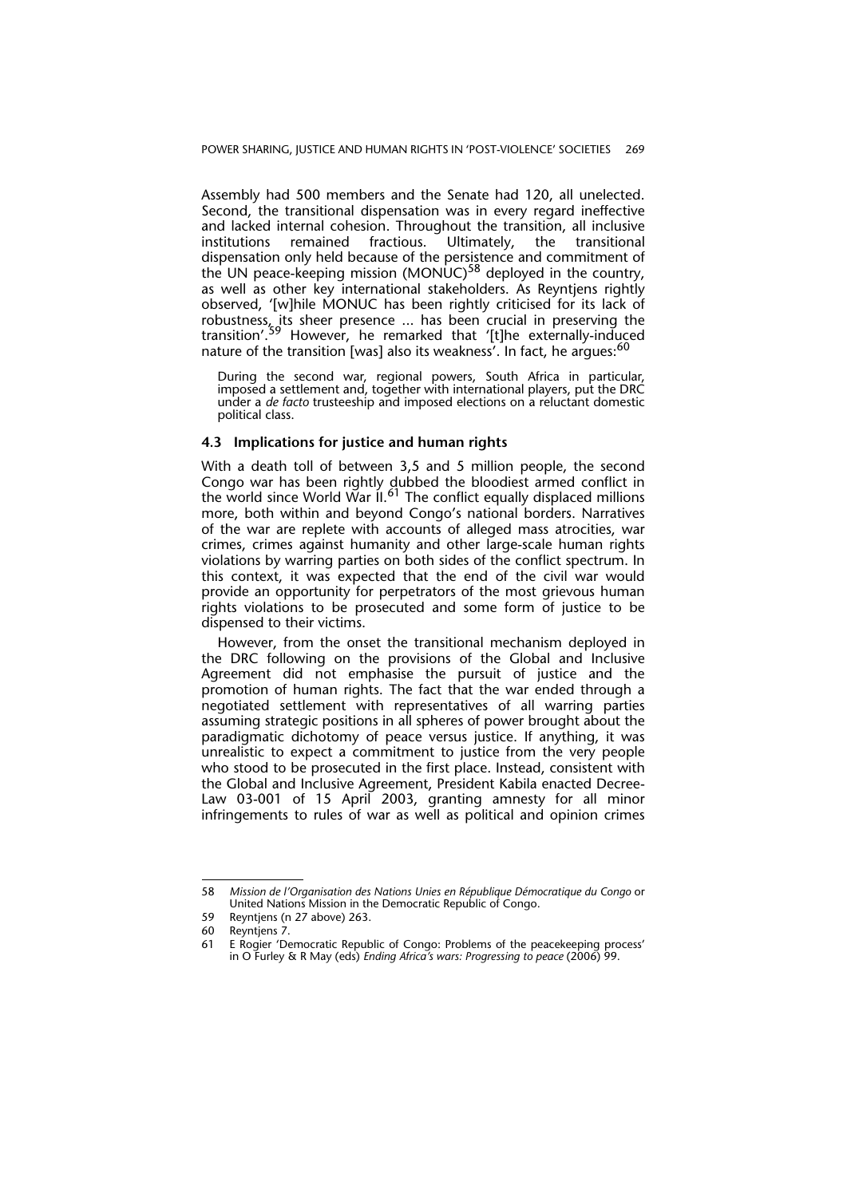Assembly had 500 members and the Senate had 120, all unelected. Second, the transitional dispensation was in every regard ineffective and lacked internal cohesion. Throughout the transition, all inclusive institutions remained fractious. Ultimately, the transitional dispensation only held because of the persistence and commitment of the UN peace-keeping mission (MONUC)[58] deployed in the country, as well as other key international stakeholders. As Reyntjens rightly observed, '[w]hile MONUC has been rightly criticised for its lack of robustness, its sheer presence … has been crucial in preserving the transition'.[59] However, he remarked that '[t]he externally-induced nature of the transition [was] also its weakness'. In fact, he argues:[60]

> During the second war, regional powers, South Africa in particular, imposed a settlement and, together with international players, put the DRC under a *de facto* trusteeship and imposed elections on a reluctant domestic political class.

### 4.3 Implications for justice and human rights

With a death toll of between 3,5 and 5 million people, the second Congo war has been rightly dubbed the bloodiest armed conflict in the world since World War II.[61] The conflict equally displaced millions more, both within and beyond Congo's national borders. Narratives of the war are replete with accounts of alleged mass atrocities, war crimes, crimes against humanity and other large-scale human rights violations by warring parties on both sides of the conflict spectrum. In this context, it was expected that the end of the civil war would provide an opportunity for perpetrators of the most grievous human rights violations to be prosecuted and some form of justice to be dispensed to their victims.

However, from the onset the transitional mechanism deployed in the DRC following on the provisions of the Global and Inclusive Agreement did not emphasise the pursuit of justice and the promotion of human rights. The fact that the war ended through a negotiated settlement with representatives of all warring parties assuming strategic positions in all spheres of power brought about the paradigmatic dichotomy of peace versus justice. If anything, it was unrealistic to expect a commitment to justice from the very people who stood to be prosecuted in the first place. Instead, consistent with the Global and Inclusive Agreement, President Kabila enacted Decree-Law 03-001 of 15 April 2003, granting amnesty for all minor infringements to rules of war as well as political and opinion crimes

---

58 *Mission de l'Organisation des Nations Unies en République Démocratique du Congo* or United Nations Mission in the Democratic Republic of Congo.

59 Reyntjens (n 27 above) 263.

60 Reyntjens 7.

61 E Rogier 'Democratic Republic of Congo: Problems of the peacekeeping process' in O Furley & R May (eds) *Ending Africa's wars: Progressing to peace* (2006) 99.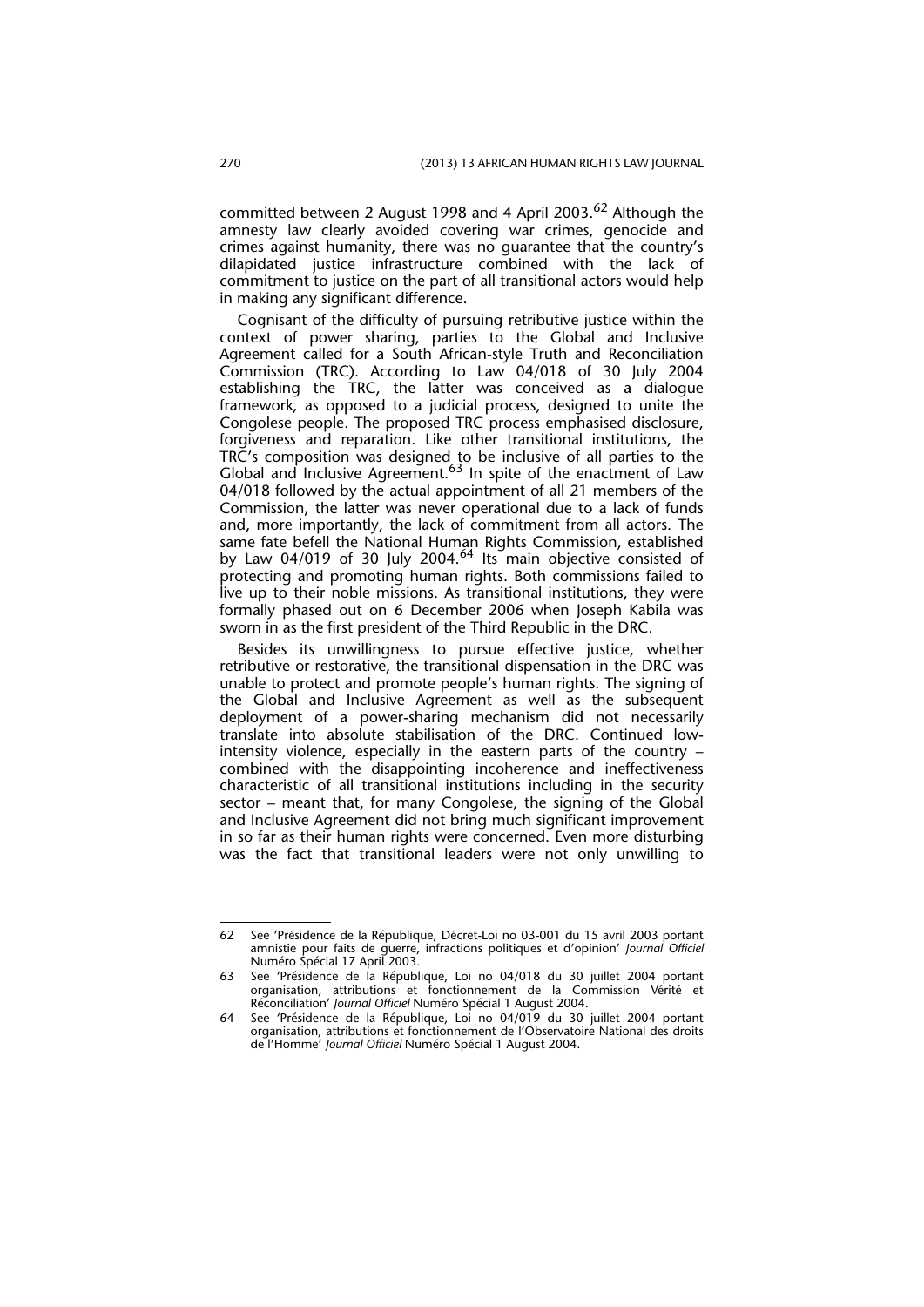committed between 2 August 1998 and 4 April 2003.[62] Although the amnesty law clearly avoided covering war crimes, genocide and crimes against humanity, there was no guarantee that the country's dilapidated justice infrastructure combined with the lack of commitment to justice on the part of all transitional actors would help in making any significant difference.

Cognisant of the difficulty of pursuing retributive justice within the context of power sharing, parties to the Global and Inclusive Agreement called for a South African-style Truth and Reconciliation Commission (TRC). According to Law 04/018 of 30 July 2004 establishing the TRC, the latter was conceived as a dialogue framework, as opposed to a judicial process, designed to unite the Congolese people. The proposed TRC process emphasised disclosure, forgiveness and reparation. Like other transitional institutions, the TRC's composition was designed to be inclusive of all parties to the Global and Inclusive Agreement.[63] In spite of the enactment of Law 04/018 followed by the actual appointment of all 21 members of the Commission, the latter was never operational due to a lack of funds and, more importantly, the lack of commitment from all actors. The same fate befell the National Human Rights Commission, established by Law 04/019 of 30 July 2004.[64] Its main objective consisted of protecting and promoting human rights. Both commissions failed to live up to their noble missions. As transitional institutions, they were formally phased out on 6 December 2006 when Joseph Kabila was sworn in as the first president of the Third Republic in the DRC.

Besides its unwillingness to pursue effective justice, whether retributive or restorative, the transitional dispensation in the DRC was unable to protect and promote people's human rights. The signing of the Global and Inclusive Agreement as well as the subsequent deployment of a power-sharing mechanism did not necessarily translate into absolute stabilisation of the DRC. Continued low-intensity violence, especially in the eastern parts of the country – combined with the disappointing incoherence and ineffectiveness characteristic of all transitional institutions including in the security sector – meant that, for many Congolese, the signing of the Global and Inclusive Agreement did not bring much significant improvement in so far as their human rights were concerned. Even more disturbing was the fact that transitional leaders were not only unwilling to

---

62 See 'Présidence de la République, Décret-Loi no 03-001 du 15 avril 2003 portant amnistie pour faits de guerre, infractions politiques et d'opinion' *Journal Officiel* Numéro Spécial 17 April 2003.

63 See 'Présidence de la République, Loi no 04/018 du 30 juillet 2004 portant organisation, attributions et fonctionnement de la Commission Vérité et Réconciliation' *Journal Officiel* Numéro Spécial 1 August 2004.

64 See 'Présidence de la République, Loi no 04/019 du 30 juillet 2004 portant organisation, attributions et fonctionnement de l'Observatoire National des droits de l'Homme' *Journal Officiel* Numéro Spécial 1 August 2004.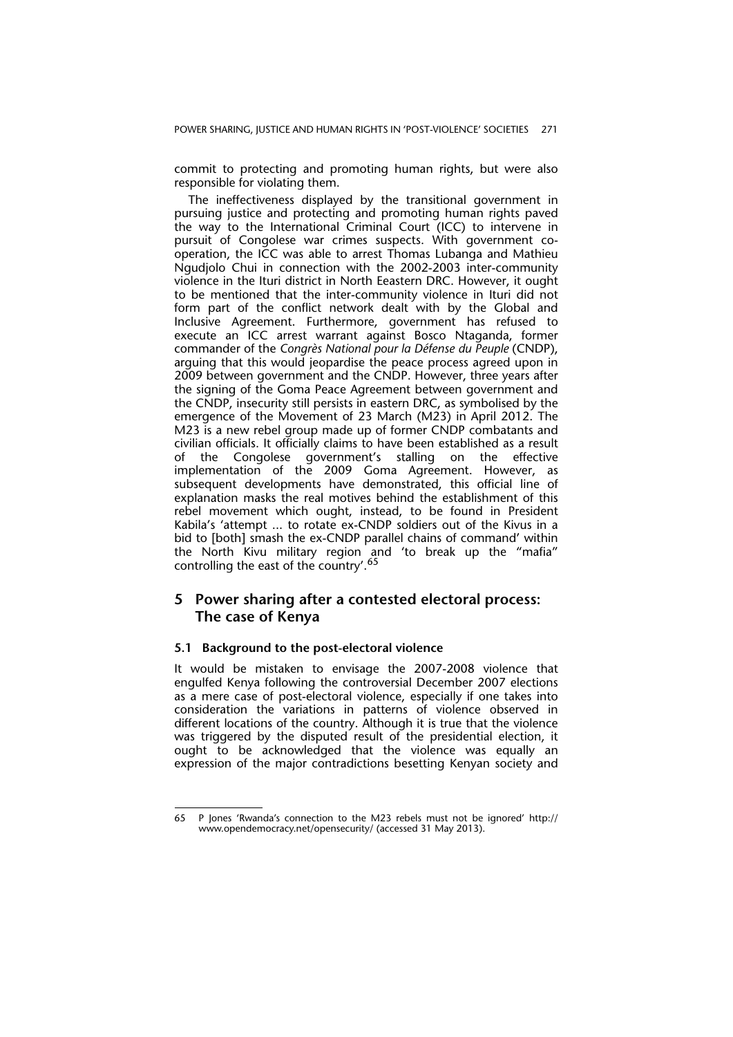commit to protecting and promoting human rights, but were also responsible for violating them.

The ineffectiveness displayed by the transitional government in pursuing justice and protecting and promoting human rights paved the way to the International Criminal Court (ICC) to intervene in pursuit of Congolese war crimes suspects. With government co-operation, the ICC was able to arrest Thomas Lubanga and Mathieu Ngudjolo Chui in connection with the 2002-2003 inter-community violence in the Ituri district in North Eeastern DRC. However, it ought to be mentioned that the inter-community violence in Ituri did not form part of the conflict network dealt with by the Global and Inclusive Agreement. Furthermore, government has refused to execute an ICC arrest warrant against Bosco Ntaganda, former commander of the *Congrès National pour la Défense du Peuple* (CNDP), arguing that this would jeopardise the peace process agreed upon in 2009 between government and the CNDP. However, three years after the signing of the Goma Peace Agreement between government and the CNDP, insecurity still persists in eastern DRC, as symbolised by the emergence of the Movement of 23 March (M23) in April 2012. The M23 is a new rebel group made up of former CNDP combatants and civilian officials. It officially claims to have been established as a result of the Congolese government's stalling on the effective implementation of the 2009 Goma Agreement. However, as subsequent developments have demonstrated, this official line of explanation masks the real motives behind the establishment of this rebel movement which ought, instead, to be found in President Kabila's 'attempt ... to rotate ex-CNDP soldiers out of the Kivus in a bid to [both] smash the ex-CNDP parallel chains of command' within the North Kivu military region and 'to break up the "mafia" controlling the east of the country'.[65]

## 5 Power sharing after a contested electoral process: The case of Kenya

### 5.1 Background to the post-electoral violence

It would be mistaken to envisage the 2007-2008 violence that engulfed Kenya following the controversial December 2007 elections as a mere case of post-electoral violence, especially if one takes into consideration the variations in patterns of violence observed in different locations of the country. Although it is true that the violence was triggered by the disputed result of the presidential election, it ought to be acknowledged that the violence was equally an expression of the major contradictions besetting Kenyan society and

---

65 P Jones 'Rwanda's connection to the M23 rebels must not be ignored' http://www.opendemocracy.net/opensecurity/ (accessed 31 May 2013).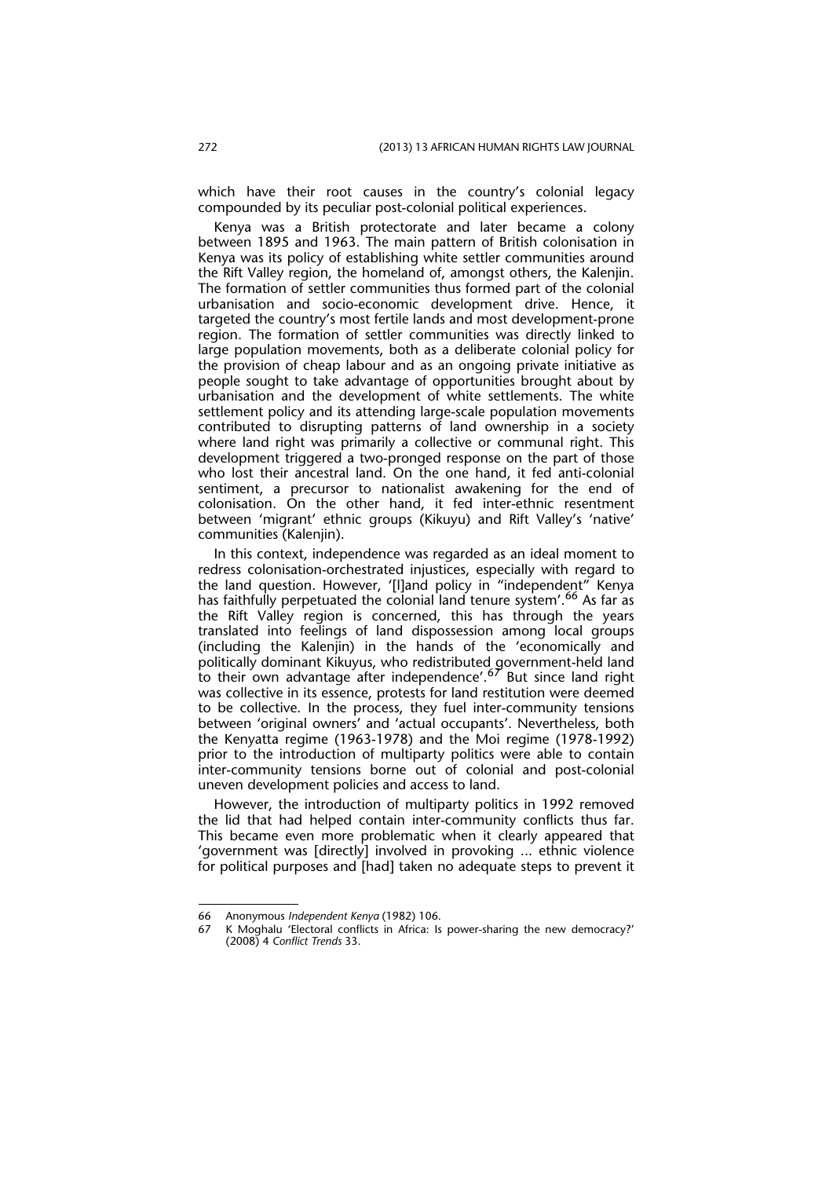which have their root causes in the country's colonial legacy compounded by its peculiar post-colonial political experiences.

Kenya was a British protectorate and later became a colony between 1895 and 1963. The main pattern of British colonisation in Kenya was its policy of establishing white settler communities around the Rift Valley region, the homeland of, amongst others, the Kalenjin. The formation of settler communities thus formed part of the colonial urbanisation and socio-economic development drive. Hence, it targeted the country's most fertile lands and most development-prone region. The formation of settler communities was directly linked to large population movements, both as a deliberate colonial policy for the provision of cheap labour and as an ongoing private initiative as people sought to take advantage of opportunities brought about by urbanisation and the development of white settlements. The white settlement policy and its attending large-scale population movements contributed to disrupting patterns of land ownership in a society where land right was primarily a collective or communal right. This development triggered a two-pronged response on the part of those who lost their ancestral land. On the one hand, it fed anti-colonial sentiment, a precursor to nationalist awakening for the end of colonisation. On the other hand, it fed inter-ethnic resentment between 'migrant' ethnic groups (Kikuyu) and Rift Valley's 'native' communities (Kalenjin).

In this context, independence was regarded as an ideal moment to redress colonisation-orchestrated injustices, especially with regard to the land question. However, '[l]and policy in "independent" Kenya has faithfully perpetuated the colonial land tenure system'.[66] As far as the Rift Valley region is concerned, this has through the years translated into feelings of land dispossession among local groups (including the Kalenjin) in the hands of the 'economically and politically dominant Kikuyus, who redistributed government-held land to their own advantage after independence'.[67] But since land right was collective in its essence, protests for land restitution were deemed to be collective. In the process, they fuel inter-community tensions between 'original owners' and 'actual occupants'. Nevertheless, both the Kenyatta regime (1963-1978) and the Moi regime (1978-1992) prior to the introduction of multiparty politics were able to contain inter-community tensions borne out of colonial and post-colonial uneven development policies and access to land.

However, the introduction of multiparty politics in 1992 removed the lid that had helped contain inter-community conflicts thus far. This became even more problematic when it clearly appeared that 'government was [directly] involved in provoking ... ethnic violence for political purposes and [had] taken no adequate steps to prevent it

---

66 Anonymous *Independent Kenya* (1982) 106.

67 K Moghalu 'Electoral conflicts in Africa: Is power-sharing the new democracy?' (2008) 4 *Conflict Trends* 33.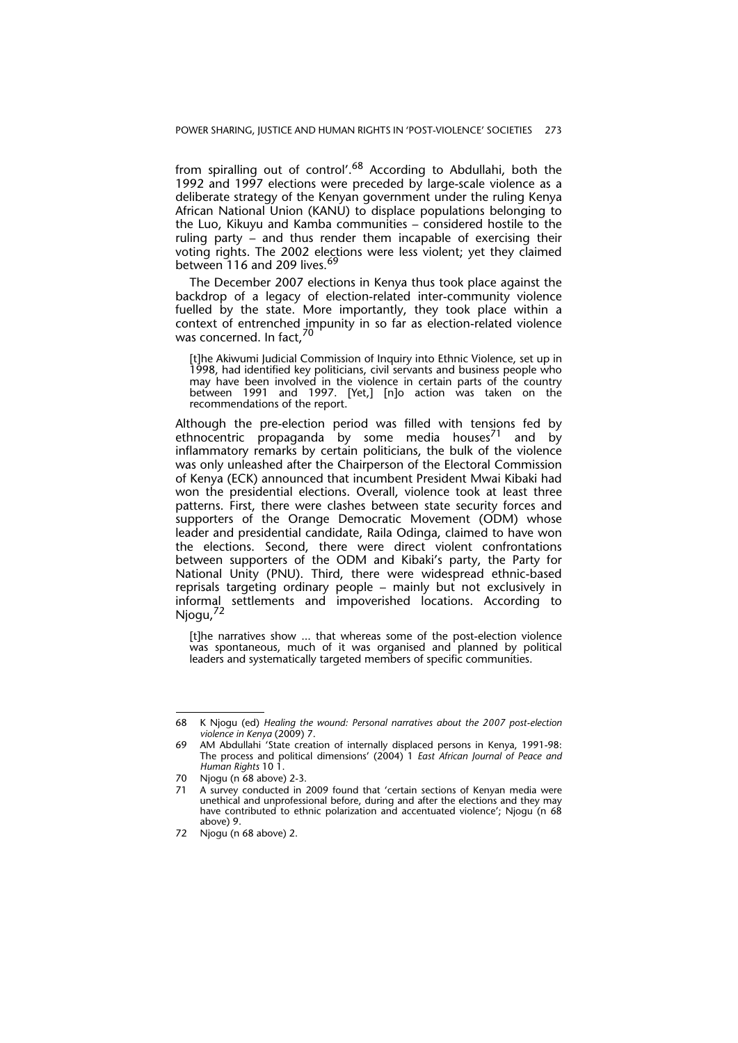from spiralling out of control'.[68] According to Abdullahi, both the 1992 and 1997 elections were preceded by large-scale violence as a deliberate strategy of the Kenyan government under the ruling Kenya African National Union (KANU) to displace populations belonging to the Luo, Kikuyu and Kamba communities – considered hostile to the ruling party – and thus render them incapable of exercising their voting rights. The 2002 elections were less violent; yet they claimed between 116 and 209 lives.[69]

The December 2007 elections in Kenya thus took place against the backdrop of a legacy of election-related inter-community violence fuelled by the state. More importantly, they took place within a context of entrenched impunity in so far as election-related violence was concerned. In fact,[70]

> [t]he Akiwumi Judicial Commission of Inquiry into Ethnic Violence, set up in 1998, had identified key politicians, civil servants and business people who may have been involved in the violence in certain parts of the country between 1991 and 1997. [Yet,] [n]o action was taken on the recommendations of the report.

Although the pre-election period was filled with tensions fed by ethnocentric propaganda by some media houses[71] and by inflammatory remarks by certain politicians, the bulk of the violence was only unleashed after the Chairperson of the Electoral Commission of Kenya (ECK) announced that incumbent President Mwai Kibaki had won the presidential elections. Overall, violence took at least three patterns. First, there were clashes between state security forces and supporters of the Orange Democratic Movement (ODM) whose leader and presidential candidate, Raila Odinga, claimed to have won the elections. Second, there were direct violent confrontations between supporters of the ODM and Kibaki's party, the Party for National Unity (PNU). Third, there were widespread ethnic-based reprisals targeting ordinary people – mainly but not exclusively in informal settlements and impoverished locations. According to Njogu,[72]

> [t]he narratives show ... that whereas some of the post-election violence was spontaneous, much of it was organised and planned by political leaders and systematically targeted members of specific communities.

---

68 K Njogu (ed) *Healing the wound: Personal narratives about the 2007 post-election violence in Kenya* (2009) 7.

69 AM Abdullahi 'State creation of internally displaced persons in Kenya, 1991-98: The process and political dimensions' (2004) 1 *East African Journal of Peace and Human Rights* 10 1.

70 Njogu (n 68 above) 2-3.

71 A survey conducted in 2009 found that 'certain sections of Kenyan media were unethical and unprofessional before, during and after the elections and they may have contributed to ethnic polarization and accentuated violence'; Njogu (n 68 above) 9.

72 Njogu (n 68 above) 2.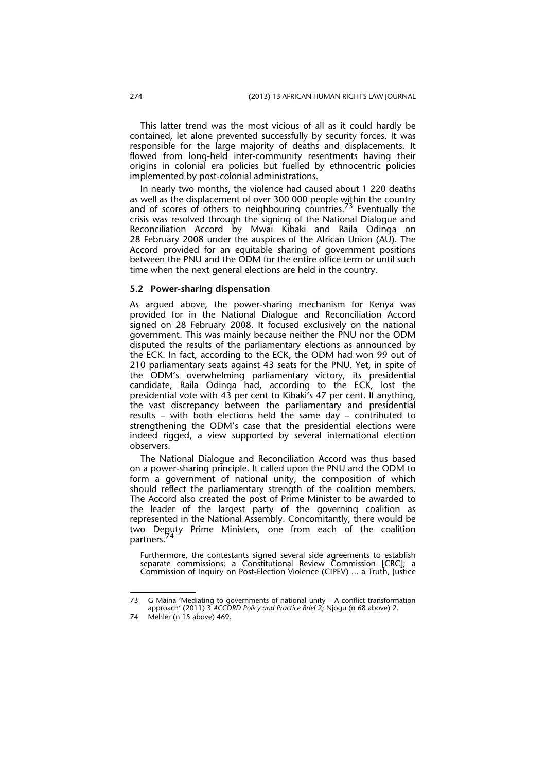This latter trend was the most vicious of all as it could hardly be contained, let alone prevented successfully by security forces. It was responsible for the large majority of deaths and displacements. It flowed from long-held inter-community resentments having their origins in colonial era policies but fuelled by ethnocentric policies implemented by post-colonial administrations.

In nearly two months, the violence had caused about 1 220 deaths as well as the displacement of over 300 000 people within the country and of scores of others to neighbouring countries.[73] Eventually the crisis was resolved through the signing of the National Dialogue and Reconciliation Accord by Mwai Kibaki and Raila Odinga on 28 February 2008 under the auspices of the African Union (AU). The Accord provided for an equitable sharing of government positions between the PNU and the ODM for the entire office term or until such time when the next general elections are held in the country.

### 5.2 Power-sharing dispensation

As argued above, the power-sharing mechanism for Kenya was provided for in the National Dialogue and Reconciliation Accord signed on 28 February 2008. It focused exclusively on the national government. This was mainly because neither the PNU nor the ODM disputed the results of the parliamentary elections as announced by the ECK. In fact, according to the ECK, the ODM had won 99 out of 210 parliamentary seats against 43 seats for the PNU. Yet, in spite of the ODM's overwhelming parliamentary victory, its presidential candidate, Raila Odinga had, according to the ECK, lost the presidential vote with 43 per cent to Kibaki's 47 per cent. If anything, the vast discrepancy between the parliamentary and presidential results – with both elections held the same day – contributed to strengthening the ODM's case that the presidential elections were indeed rigged, a view supported by several international election observers.

The National Dialogue and Reconciliation Accord was thus based on a power-sharing principle. It called upon the PNU and the ODM to form a government of national unity, the composition of which should reflect the parliamentary strength of the coalition members. The Accord also created the post of Prime Minister to be awarded to the leader of the largest party of the governing coalition as represented in the National Assembly. Concomitantly, there would be two Deputy Prime Ministers, one from each of the coalition partners.[74]

> Furthermore, the contestants signed several side agreements to establish separate commissions: a Constitutional Review Commission [CRC]; a Commission of Inquiry on Post-Election Violence (CIPEV) ... a Truth, Justice

---

73 G Maina 'Mediating to governments of national unity – A conflict transformation approach' (2011) 3 *ACCORD Policy and Practice Brief* 2; Njogu (n 68 above) 2.

74 Mehler (n 15 above) 469.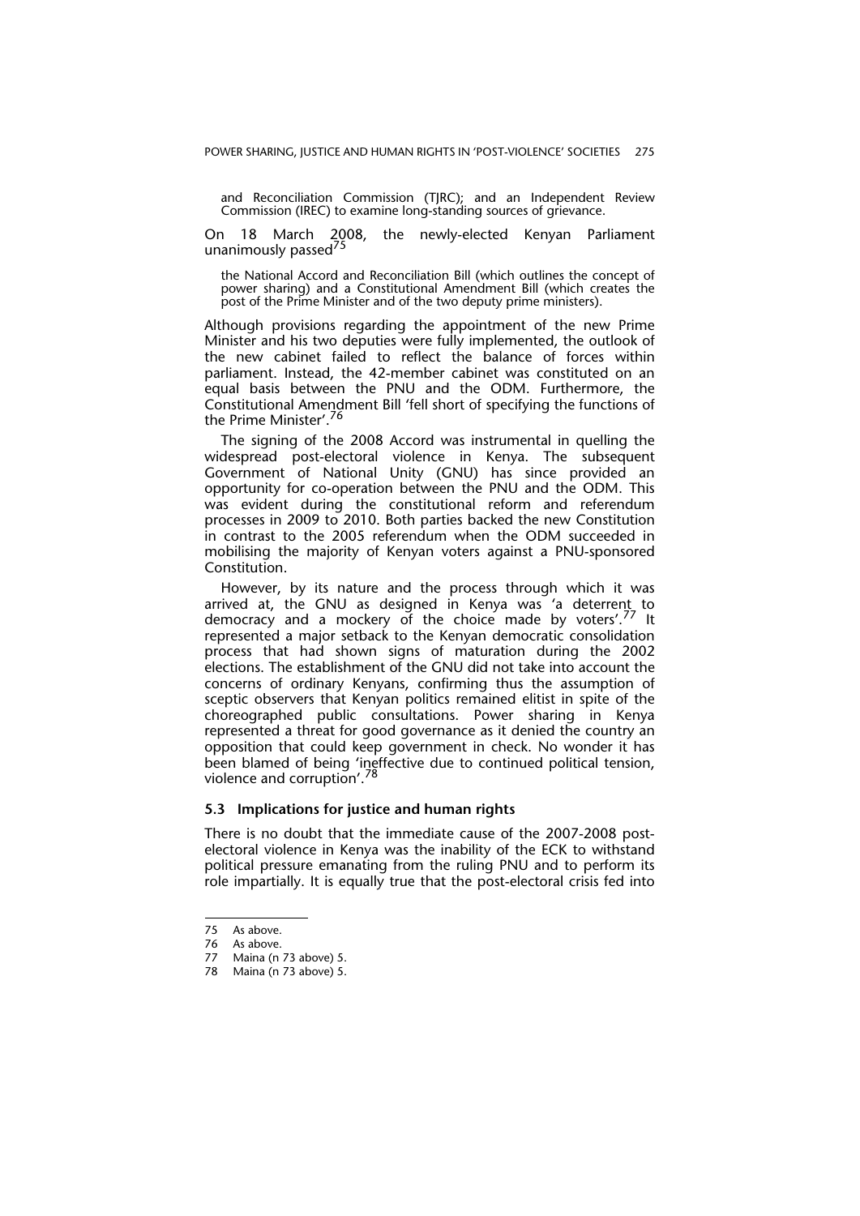and Reconciliation Commission (TJRC); and an Independent Review Commission (IREC) to examine long-standing sources of grievance.

On 18 March 2008, the newly-elected Kenyan Parliament unanimously passed[75]

> the National Accord and Reconciliation Bill (which outlines the concept of power sharing) and a Constitutional Amendment Bill (which creates the post of the Prime Minister and of the two deputy prime ministers).

Although provisions regarding the appointment of the new Prime Minister and his two deputies were fully implemented, the outlook of the new cabinet failed to reflect the balance of forces within parliament. Instead, the 42-member cabinet was constituted on an equal basis between the PNU and the ODM. Furthermore, the Constitutional Amendment Bill 'fell short of specifying the functions of the Prime Minister'.[76]

The signing of the 2008 Accord was instrumental in quelling the widespread post-electoral violence in Kenya. The subsequent Government of National Unity (GNU) has since provided an opportunity for co-operation between the PNU and the ODM. This was evident during the constitutional reform and referendum processes in 2009 to 2010. Both parties backed the new Constitution in contrast to the 2005 referendum when the ODM succeeded in mobilising the majority of Kenyan voters against a PNU-sponsored Constitution.

However, by its nature and the process through which it was arrived at, the GNU as designed in Kenya was 'a deterrent to democracy and a mockery of the choice made by voters'.[77] It represented a major setback to the Kenyan democratic consolidation process that had shown signs of maturation during the 2002 elections. The establishment of the GNU did not take into account the concerns of ordinary Kenyans, confirming thus the assumption of sceptic observers that Kenyan politics remained elitist in spite of the choreographed public consultations. Power sharing in Kenya represented a threat for good governance as it denied the country an opposition that could keep government in check. No wonder it has been blamed of being 'ineffective due to continued political tension, violence and corruption'.[78]

### 5.3 Implications for justice and human rights

There is no doubt that the immediate cause of the 2007-2008 post-electoral violence in Kenya was the inability of the ECK to withstand political pressure emanating from the ruling PNU and to perform its role impartially. It is equally true that the post-electoral crisis fed into

---

75 As above.

76 As above.

77 Maina (n 73 above) 5.

78 Maina (n 73 above) 5.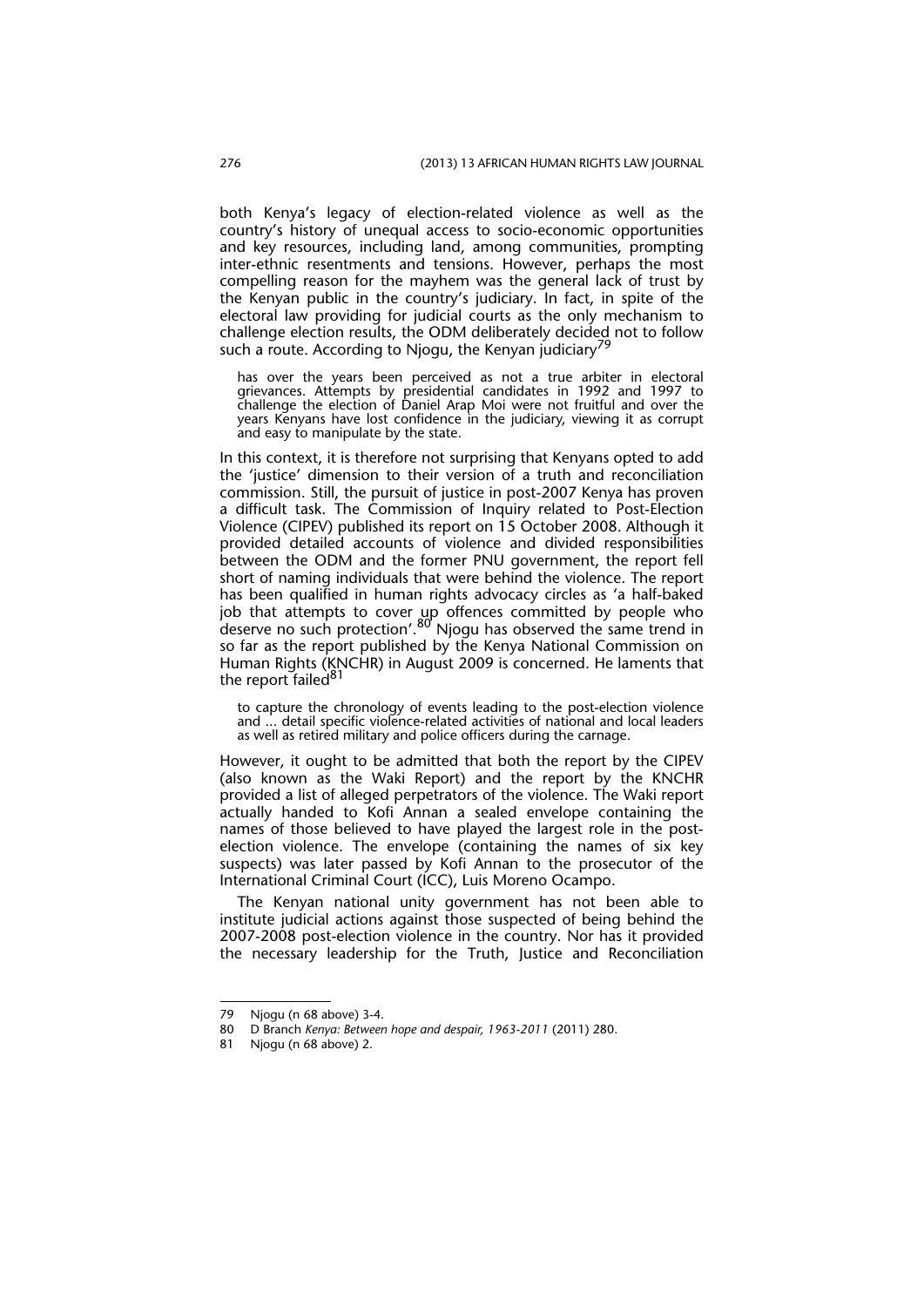both Kenya's legacy of election-related violence as well as the country's history of unequal access to socio-economic opportunities and key resources, including land, among communities, prompting inter-ethnic resentments and tensions. However, perhaps the most compelling reason for the mayhem was the general lack of trust by the Kenyan public in the country's judiciary. In fact, in spite of the electoral law providing for judicial courts as the only mechanism to challenge election results, the ODM deliberately decided not to follow such a route. According to Njogu, the Kenyan judiciary[79]

> has over the years been perceived as not a true arbiter in electoral grievances. Attempts by presidential candidates in 1992 and 1997 to challenge the election of Daniel Arap Moi were not fruitful and over the years Kenyans have lost confidence in the judiciary, viewing it as corrupt and easy to manipulate by the state.

In this context, it is therefore not surprising that Kenyans opted to add the 'justice' dimension to their version of a truth and reconciliation commission. Still, the pursuit of justice in post-2007 Kenya has proven a difficult task. The Commission of Inquiry related to Post-Election Violence (CIPEV) published its report on 15 October 2008. Although it provided detailed accounts of violence and divided responsibilities between the ODM and the former PNU government, the report fell short of naming individuals that were behind the violence. The report has been qualified in human rights advocacy circles as 'a half-baked job that attempts to cover up offences committed by people who deserve no such protection'.[80] Njogu has observed the same trend in so far as the report published by the Kenya National Commission on Human Rights (KNCHR) in August 2009 is concerned. He laments that the report failed[81]

> to capture the chronology of events leading to the post-election violence and ... detail specific violence-related activities of national and local leaders as well as retired military and police officers during the carnage.

However, it ought to be admitted that both the report by the CIPEV (also known as the Waki Report) and the report by the KNCHR provided a list of alleged perpetrators of the violence. The Waki report actually handed to Kofi Annan a sealed envelope containing the names of those believed to have played the largest role in the post-election violence. The envelope (containing the names of six key suspects) was later passed by Kofi Annan to the prosecutor of the International Criminal Court (ICC), Luis Moreno Ocampo.

The Kenyan national unity government has not been able to institute judicial actions against those suspected of being behind the 2007-2008 post-election violence in the country. Nor has it provided the necessary leadership for the Truth, Justice and Reconciliation

---

79 Njogu (n 68 above) 3-4.

80 D Branch *Kenya: Between hope and despair, 1963-2011* (2011) 280.

81 Njogu (n 68 above) 2.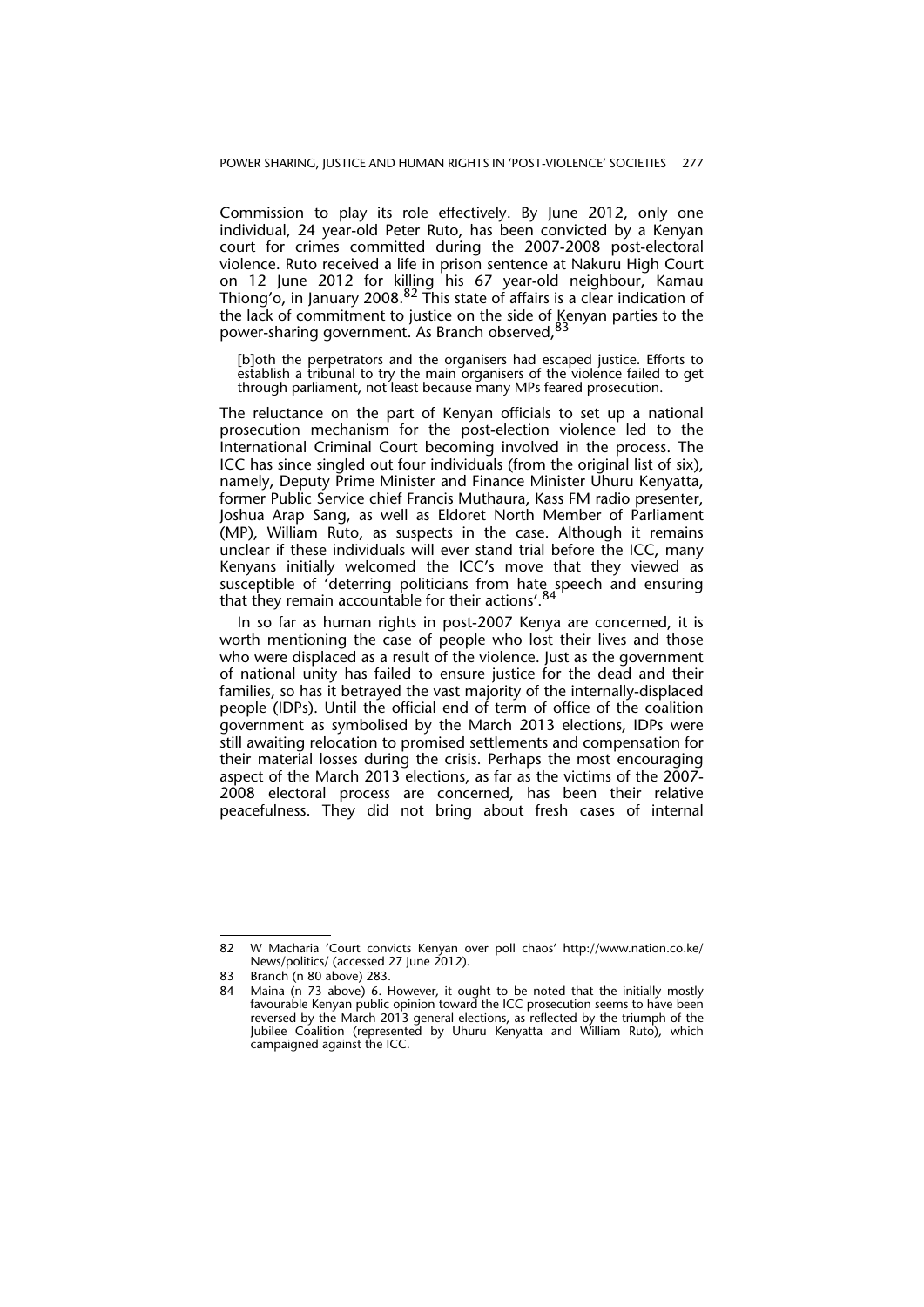Commission to play its role effectively. By June 2012, only one individual, 24 year-old Peter Ruto, has been convicted by a Kenyan court for crimes committed during the 2007-2008 post-electoral violence. Ruto received a life in prison sentence at Nakuru High Court on 12 June 2012 for killing his 67 year-old neighbour, Kamau Thiong'o, in January 2008.[82] This state of affairs is a clear indication of the lack of commitment to justice on the side of Kenyan parties to the power-sharing government. As Branch observed,[83]

> [b]oth the perpetrators and the organisers had escaped justice. Efforts to establish a tribunal to try the main organisers of the violence failed to get through parliament, not least because many MPs feared prosecution.

The reluctance on the part of Kenyan officials to set up a national prosecution mechanism for the post-election violence led to the International Criminal Court becoming involved in the process. The ICC has since singled out four individuals (from the original list of six), namely, Deputy Prime Minister and Finance Minister Uhuru Kenyatta, former Public Service chief Francis Muthaura, Kass FM radio presenter, Joshua Arap Sang, as well as Eldoret North Member of Parliament (MP), William Ruto, as suspects in the case. Although it remains unclear if these individuals will ever stand trial before the ICC, many Kenyans initially welcomed the ICC's move that they viewed as susceptible of 'deterring politicians from hate speech and ensuring that they remain accountable for their actions'.[84]

In so far as human rights in post-2007 Kenya are concerned, it is worth mentioning the case of people who lost their lives and those who were displaced as a result of the violence. Just as the government of national unity has failed to ensure justice for the dead and their families, so has it betrayed the vast majority of the internally-displaced people (IDPs). Until the official end of term of office of the coalition government as symbolised by the March 2013 elections, IDPs were still awaiting relocation to promised settlements and compensation for their material losses during the crisis. Perhaps the most encouraging aspect of the March 2013 elections, as far as the victims of the 2007-2008 electoral process are concerned, has been their relative peacefulness. They did not bring about fresh cases of internal

---

82 W Macharia 'Court convicts Kenyan over poll chaos' http://www.nation.co.ke/News/politics/ (accessed 27 June 2012).

83 Branch (n 80 above) 283.

84 Maina (n 73 above) 6. However, it ought to be noted that the initially mostly favourable Kenyan public opinion toward the ICC prosecution seems to have been reversed by the March 2013 general elections, as reflected by the triumph of the Jubilee Coalition (represented by Uhuru Kenyatta and William Ruto), which campaigned against the ICC.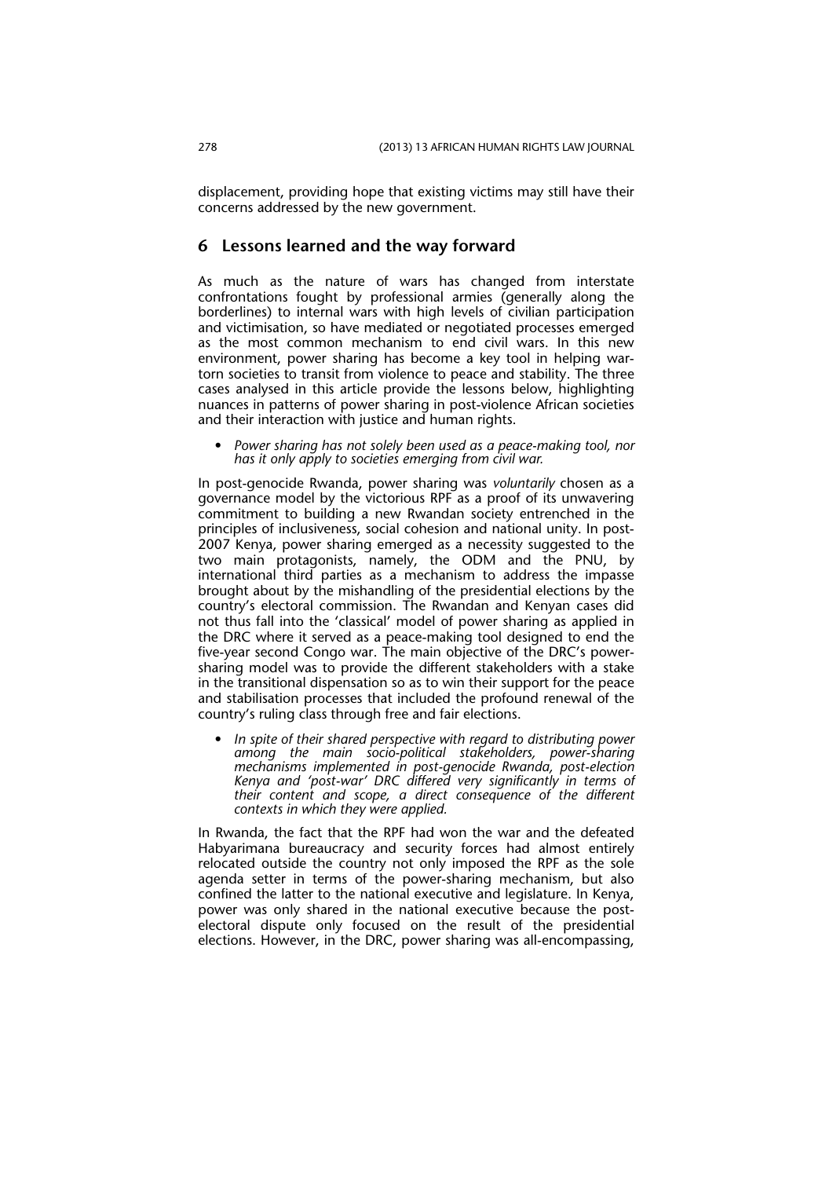displacement, providing hope that existing victims may still have their concerns addressed by the new government.

## 6 Lessons learned and the way forward

As much as the nature of wars has changed from interstate confrontations fought by professional armies (generally along the borderlines) to internal wars with high levels of civilian participation and victimisation, so have mediated or negotiated processes emerged as the most common mechanism to end civil wars. In this new environment, power sharing has become a key tool in helping war-torn societies to transit from violence to peace and stability. The three cases analysed in this article provide the lessons below, highlighting nuances in patterns of power sharing in post-violence African societies and their interaction with justice and human rights.

- *Power sharing has not solely been used as a peace-making tool, nor has it only apply to societies emerging from civil war.*

In post-genocide Rwanda, power sharing was *voluntarily* chosen as a governance model by the victorious RPF as a proof of its unwavering commitment to building a new Rwandan society entrenched in the principles of inclusiveness, social cohesion and national unity. In post-2007 Kenya, power sharing emerged as a necessity suggested to the two main protagonists, namely, the ODM and the PNU, by international third parties as a mechanism to address the impasse brought about by the mishandling of the presidential elections by the country's electoral commission. The Rwandan and Kenyan cases did not thus fall into the 'classical' model of power sharing as applied in the DRC where it served as a peace-making tool designed to end the five-year second Congo war. The main objective of the DRC's power-sharing model was to provide the different stakeholders with a stake in the transitional dispensation so as to win their support for the peace and stabilisation processes that included the profound renewal of the country's ruling class through free and fair elections.

- *In spite of their shared perspective with regard to distributing power among the main socio-political stakeholders, power-sharing mechanisms implemented in post-genocide Rwanda, post-election Kenya and 'post-war' DRC differed very significantly in terms of their content and scope, a direct consequence of the different contexts in which they were applied.*

In Rwanda, the fact that the RPF had won the war and the defeated Habyarimana bureaucracy and security forces had almost entirely relocated outside the country not only imposed the RPF as the sole agenda setter in terms of the power-sharing mechanism, but also confined the latter to the national executive and legislature. In Kenya, power was only shared in the national executive because the post-electoral dispute only focused on the result of the presidential elections. However, in the DRC, power sharing was all-encompassing,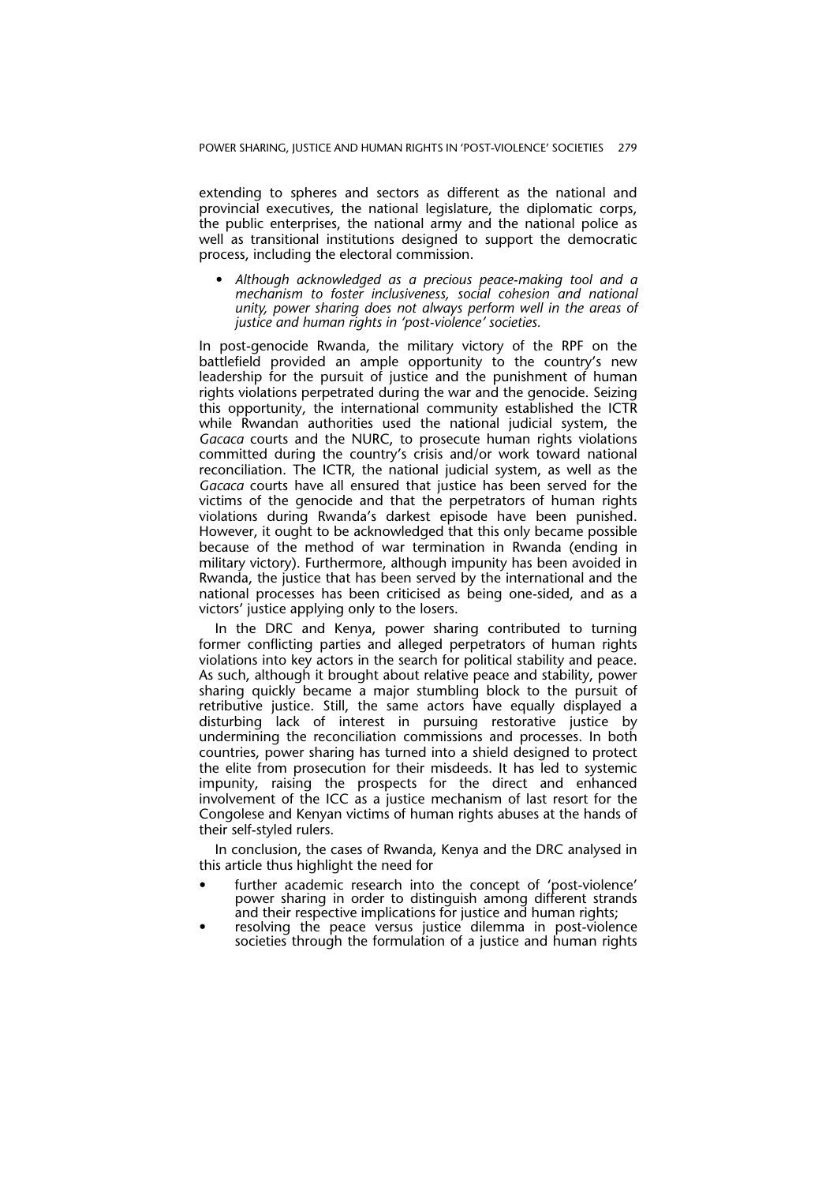extending to spheres and sectors as different as the national and provincial executives, the national legislature, the diplomatic corps, the public enterprises, the national army and the national police as well as transitional institutions designed to support the democratic process, including the electoral commission.

- *Although acknowledged as a precious peace-making tool and a mechanism to foster inclusiveness, social cohesion and national unity, power sharing does not always perform well in the areas of justice and human rights in 'post-violence' societies.*

In post-genocide Rwanda, the military victory of the RPF on the battlefield provided an ample opportunity to the country's new leadership for the pursuit of justice and the punishment of human rights violations perpetrated during the war and the genocide. Seizing this opportunity, the international community established the ICTR while Rwandan authorities used the national judicial system, the *Gacaca* courts and the NURC, to prosecute human rights violations committed during the country's crisis and/or work toward national reconciliation. The ICTR, the national judicial system, as well as the *Gacaca* courts have all ensured that justice has been served for the victims of the genocide and that the perpetrators of human rights violations during Rwanda's darkest episode have been punished. However, it ought to be acknowledged that this only became possible because of the method of war termination in Rwanda (ending in military victory). Furthermore, although impunity has been avoided in Rwanda, the justice that has been served by the international and the national processes has been criticised as being one-sided, and as a victors' justice applying only to the losers.

In the DRC and Kenya, power sharing contributed to turning former conflicting parties and alleged perpetrators of human rights violations into key actors in the search for political stability and peace. As such, although it brought about relative peace and stability, power sharing quickly became a major stumbling block to the pursuit of retributive justice. Still, the same actors have equally displayed a disturbing lack of interest in pursuing restorative justice by undermining the reconciliation commissions and processes. In both countries, power sharing has turned into a shield designed to protect the elite from prosecution for their misdeeds. It has led to systemic impunity, raising the prospects for the direct and enhanced involvement of the ICC as a justice mechanism of last resort for the Congolese and Kenyan victims of human rights abuses at the hands of their self-styled rulers.

In conclusion, the cases of Rwanda, Kenya and the DRC analysed in this article thus highlight the need for

- further academic research into the concept of 'post-violence' power sharing in order to distinguish among different strands and their respective implications for justice and human rights;
- resolving the peace versus justice dilemma in post-violence societies through the formulation of a justice and human rights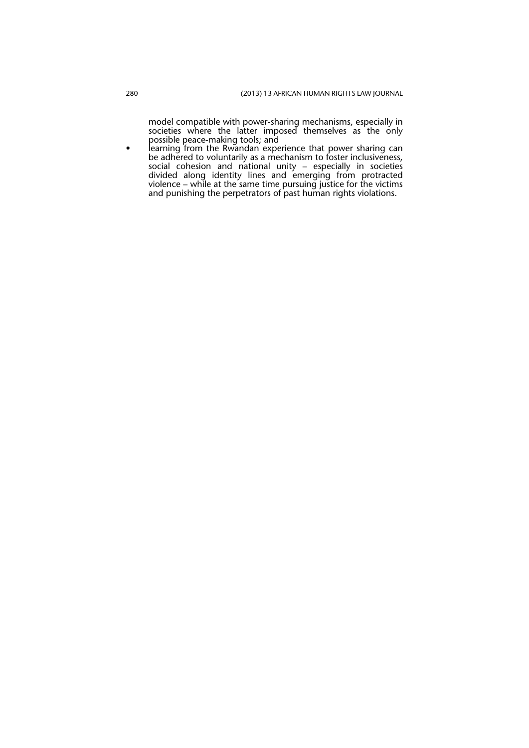model compatible with power-sharing mechanisms, especially in societies where the latter imposed themselves as the only possible peace-making tools; and

- learning from the Rwandan experience that power sharing can be adhered to voluntarily as a mechanism to foster inclusiveness, social cohesion and national unity – especially in societies divided along identity lines and emerging from protracted violence – while at the same time pursuing justice for the victims and punishing the perpetrators of past human rights violations.